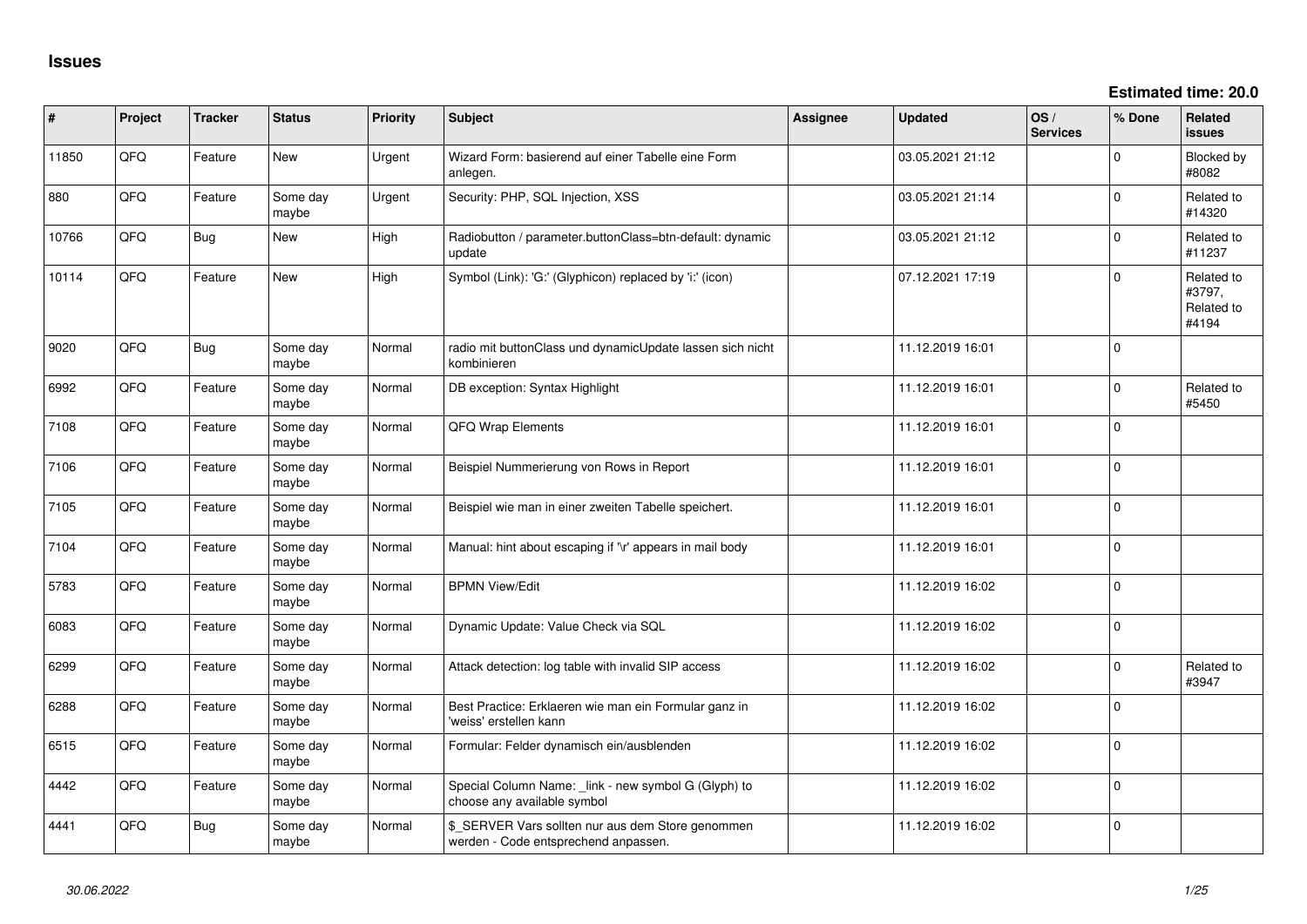# Issues

**Estimated time: 20.0**

| # | Project | Tracker | Status | Priority | Subject | Assignee | Updated | OS / Services | % Done | Related issues |
|---|---|---|---|---|---|---|---|---|---|---|
| 11850 | QFQ | Feature | New | Urgent | Wizard Form: basierend auf einer Tabelle eine Form anlegen. | | 03.05.2021 21:12 | | 0 | Blocked by #8082 |
| 880 | QFQ | Feature | Some day maybe | Urgent | Security: PHP, SQL Injection, XSS | | 03.05.2021 21:14 | | 0 | Related to #14320 |
| 10766 | QFQ | Bug | New | High | Radiobutton / parameter.buttonClass=btn-default: dynamic update | | 03.05.2021 21:12 | | 0 | Related to #11237 |
| 10114 | QFQ | Feature | New | High | Symbol (Link): 'G:' (Glyphicon) replaced by 'i:' (icon) | | 07.12.2021 17:19 | | 0 | Related to #3797, Related to #4194 |
| 9020 | QFQ | Bug | Some day maybe | Normal | radio mit buttonClass und dynamicUpdate lassen sich nicht kombinieren | | 11.12.2019 16:01 | | 0 | |
| 6992 | QFQ | Feature | Some day maybe | Normal | DB exception: Syntax Highlight | | 11.12.2019 16:01 | | 0 | Related to #5450 |
| 7108 | QFQ | Feature | Some day maybe | Normal | QFQ Wrap Elements | | 11.12.2019 16:01 | | 0 | |
| 7106 | QFQ | Feature | Some day maybe | Normal | Beispiel Nummerierung von Rows in Report | | 11.12.2019 16:01 | | 0 | |
| 7105 | QFQ | Feature | Some day maybe | Normal | Beispiel wie man in einer zweiten Tabelle speichert. | | 11.12.2019 16:01 | | 0 | |
| 7104 | QFQ | Feature | Some day maybe | Normal | Manual: hint about escaping if '\r' appears in mail body | | 11.12.2019 16:01 | | 0 | |
| 5783 | QFQ | Feature | Some day maybe | Normal | BPMN View/Edit | | 11.12.2019 16:02 | | 0 | |
| 6083 | QFQ | Feature | Some day maybe | Normal | Dynamic Update: Value Check via SQL | | 11.12.2019 16:02 | | 0 | |
| 6299 | QFQ | Feature | Some day maybe | Normal | Attack detection: log table with invalid SIP access | | 11.12.2019 16:02 | | 0 | Related to #3947 |
| 6288 | QFQ | Feature | Some day maybe | Normal | Best Practice: Erklaeren wie man ein Formular ganz in 'weiss' erstellen kann | | 11.12.2019 16:02 | | 0 | |
| 6515 | QFQ | Feature | Some day maybe | Normal | Formular: Felder dynamisch ein/ausblenden | | 11.12.2019 16:02 | | 0 | |
| 4442 | QFQ | Feature | Some day maybe | Normal | Special Column Name: _link - new symbol G (Glyph) to choose any available symbol | | 11.12.2019 16:02 | | 0 | |
| 4441 | QFQ | Bug | Some day maybe | Normal | $_SERVER Vars sollten nur aus dem Store genommen werden - Code entsprechend anpassen. | | 11.12.2019 16:02 | | 0 | |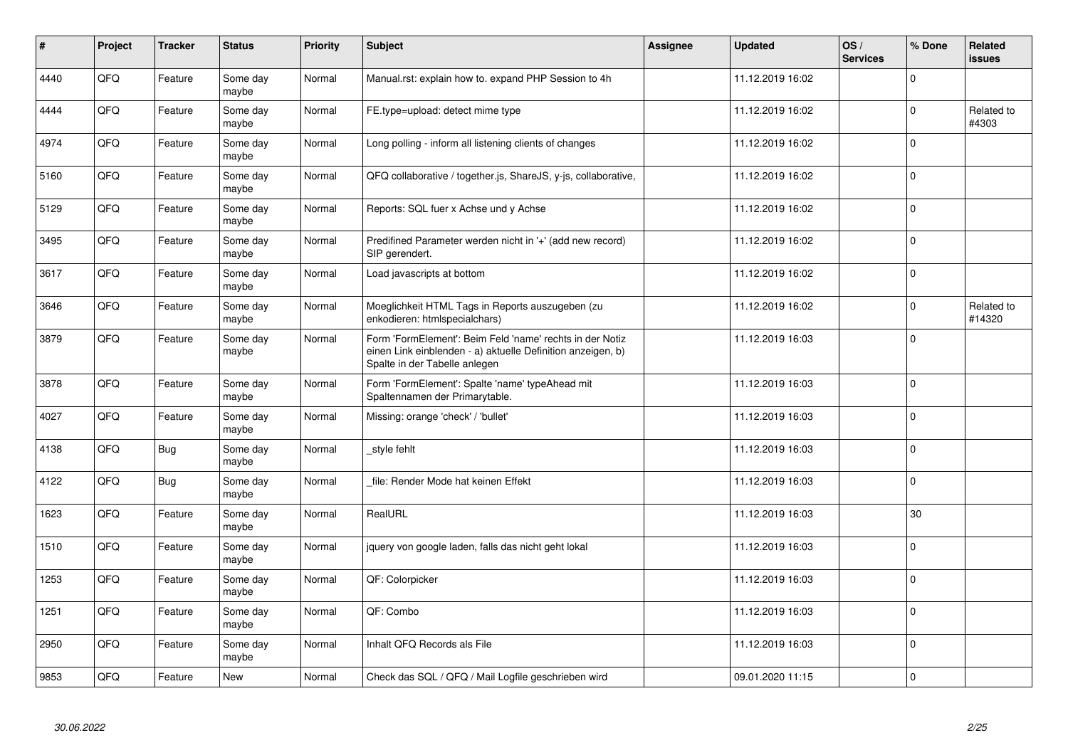| # | Project | Tracker | Status | Priority | Subject | Assignee | Updated | OS / Services | % Done | Related issues |
|---|---|---|---|---|---|---|---|---|---|---|
| 4440 | QFQ | Feature | Some day maybe | Normal | Manual.rst: explain how to. expand PHP Session to 4h | | 11.12.2019 16:02 | | 0 | |
| 4444 | QFQ | Feature | Some day maybe | Normal | FE.type=upload: detect mime type | | 11.12.2019 16:02 | | 0 | Related to #4303 |
| 4974 | QFQ | Feature | Some day maybe | Normal | Long polling - inform all listening clients of changes | | 11.12.2019 16:02 | | 0 | |
| 5160 | QFQ | Feature | Some day maybe | Normal | QFQ collaborative / together.js, ShareJS, y-js, collaborative, | | 11.12.2019 16:02 | | 0 | |
| 5129 | QFQ | Feature | Some day maybe | Normal | Reports: SQL fuer x Achse und y Achse | | 11.12.2019 16:02 | | 0 | |
| 3495 | QFQ | Feature | Some day maybe | Normal | Predifined Parameter werden nicht in '+' (add new record) SIP gerendert. | | 11.12.2019 16:02 | | 0 | |
| 3617 | QFQ | Feature | Some day maybe | Normal | Load javascripts at bottom | | 11.12.2019 16:02 | | 0 | |
| 3646 | QFQ | Feature | Some day maybe | Normal | Moeglichkeit HTML Tags in Reports auszugeben (zu enkodieren: htmlspecialchars) | | 11.12.2019 16:02 | | 0 | Related to #14320 |
| 3879 | QFQ | Feature | Some day maybe | Normal | Form 'FormElement': Beim Feld 'name' rechts in der Notiz einen Link einblenden - a) aktuelle Definition anzeigen, b) Spalte in der Tabelle anlegen | | 11.12.2019 16:03 | | 0 | |
| 3878 | QFQ | Feature | Some day maybe | Normal | Form 'FormElement': Spalte 'name' typeAhead mit Spaltennamen der Primarytable. | | 11.12.2019 16:03 | | 0 | |
| 4027 | QFQ | Feature | Some day maybe | Normal | Missing: orange 'check' / 'bullet' | | 11.12.2019 16:03 | | 0 | |
| 4138 | QFQ | Bug | Some day maybe | Normal | _style fehlt | | 11.12.2019 16:03 | | 0 | |
| 4122 | QFQ | Bug | Some day maybe | Normal | _file: Render Mode hat keinen Effekt | | 11.12.2019 16:03 | | 0 | |
| 1623 | QFQ | Feature | Some day maybe | Normal | RealURL | | 11.12.2019 16:03 | | 30 | |
| 1510 | QFQ | Feature | Some day maybe | Normal | jquery von google laden, falls das nicht geht lokal | | 11.12.2019 16:03 | | 0 | |
| 1253 | QFQ | Feature | Some day maybe | Normal | QF: Colorpicker | | 11.12.2019 16:03 | | 0 | |
| 1251 | QFQ | Feature | Some day maybe | Normal | QF: Combo | | 11.12.2019 16:03 | | 0 | |
| 2950 | QFQ | Feature | Some day maybe | Normal | Inhalt QFQ Records als File | | 11.12.2019 16:03 | | 0 | |
| 9853 | QFQ | Feature | New | Normal | Check das SQL / QFQ / Mail Logfile geschrieben wird | | 09.01.2020 11:15 | | 0 | |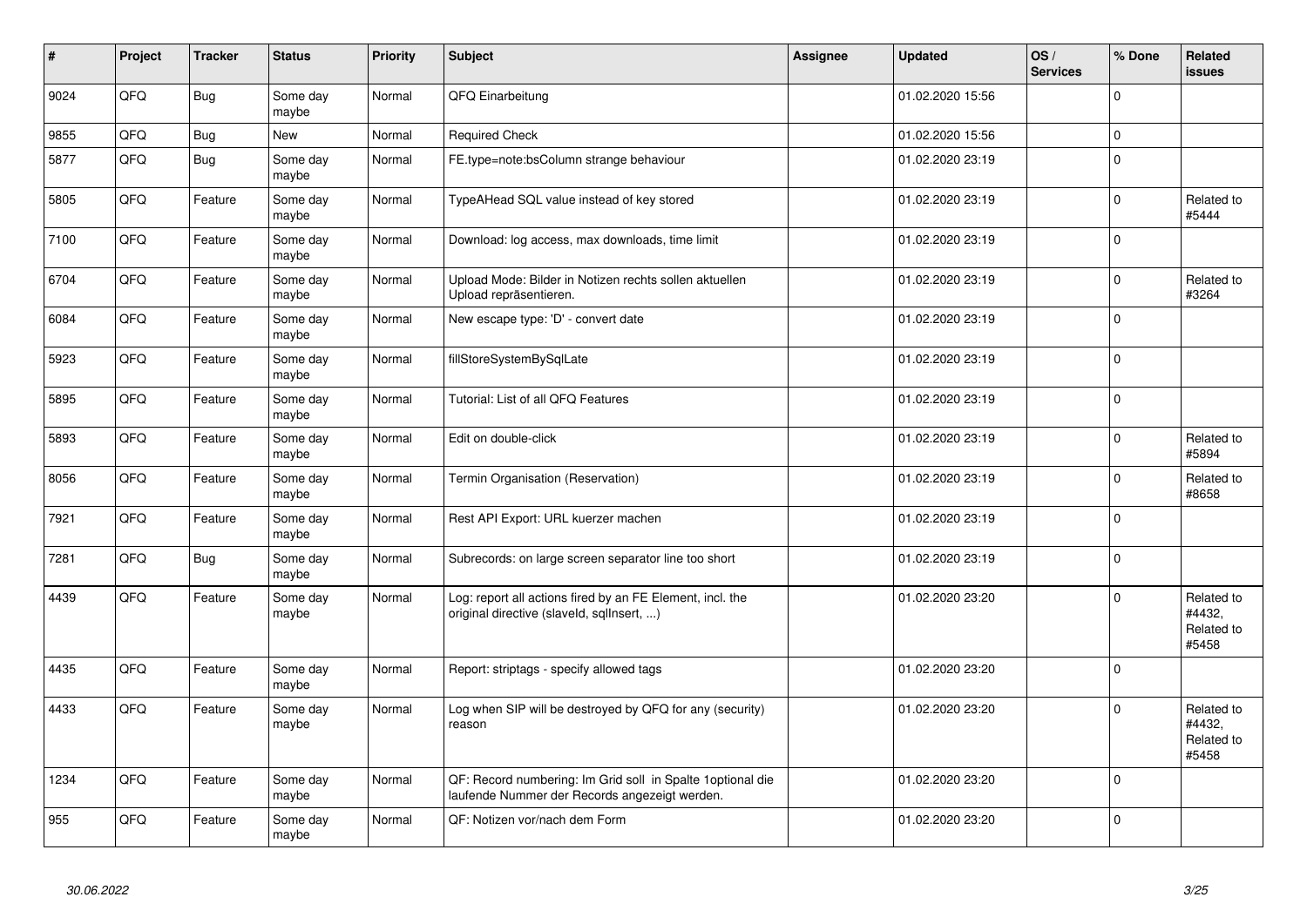| # | Project | Tracker | Status | Priority | Subject | Assignee | Updated | OS / Services | % Done | Related issues |
|---|---|---|---|---|---|---|---|---|---|---|
| 9024 | QFQ | Bug | Some day maybe | Normal | QFQ Einarbeitung | | 01.02.2020 15:56 | | 0 | |
| 9855 | QFQ | Bug | New | Normal | Required Check | | 01.02.2020 15:56 | | 0 | |
| 5877 | QFQ | Bug | Some day maybe | Normal | FE.type=note:bsColumn strange behaviour | | 01.02.2020 23:19 | | 0 | |
| 5805 | QFQ | Feature | Some day maybe | Normal | TypeAHead SQL value instead of key stored | | 01.02.2020 23:19 | | 0 | Related to #5444 |
| 7100 | QFQ | Feature | Some day maybe | Normal | Download: log access, max downloads, time limit | | 01.02.2020 23:19 | | 0 | |
| 6704 | QFQ | Feature | Some day maybe | Normal | Upload Mode: Bilder in Notizen rechts sollen aktuellen Upload repräsentieren. | | 01.02.2020 23:19 | | 0 | Related to #3264 |
| 6084 | QFQ | Feature | Some day maybe | Normal | New escape type: 'D' - convert date | | 01.02.2020 23:19 | | 0 | |
| 5923 | QFQ | Feature | Some day maybe | Normal | fillStoreSystemBySqlLate | | 01.02.2020 23:19 | | 0 | |
| 5895 | QFQ | Feature | Some day maybe | Normal | Tutorial: List of all QFQ Features | | 01.02.2020 23:19 | | 0 | |
| 5893 | QFQ | Feature | Some day maybe | Normal | Edit on double-click | | 01.02.2020 23:19 | | 0 | Related to #5894 |
| 8056 | QFQ | Feature | Some day maybe | Normal | Termin Organisation (Reservation) | | 01.02.2020 23:19 | | 0 | Related to #8658 |
| 7921 | QFQ | Feature | Some day maybe | Normal | Rest API Export: URL kuerzer machen | | 01.02.2020 23:19 | | 0 | |
| 7281 | QFQ | Bug | Some day maybe | Normal | Subrecords: on large screen separator line too short | | 01.02.2020 23:19 | | 0 | |
| 4439 | QFQ | Feature | Some day maybe | Normal | Log: report all actions fired by an FE Element, incl. the original directive (slaveId, sqlInsert, ...) | | 01.02.2020 23:20 | | 0 | Related to #4432, Related to #5458 |
| 4435 | QFQ | Feature | Some day maybe | Normal | Report: striptags - specify allowed tags | | 01.02.2020 23:20 | | 0 | |
| 4433 | QFQ | Feature | Some day maybe | Normal | Log when SIP will be destroyed by QFQ for any (security) reason | | 01.02.2020 23:20 | | 0 | Related to #4432, Related to #5458 |
| 1234 | QFQ | Feature | Some day maybe | Normal | QF: Record numbering: Im Grid soll in Spalte 1optional die laufende Nummer der Records angezeigt werden. | | 01.02.2020 23:20 | | 0 | |
| 955 | QFQ | Feature | Some day maybe | Normal | QF: Notizen vor/nach dem Form | | 01.02.2020 23:20 | | 0 | |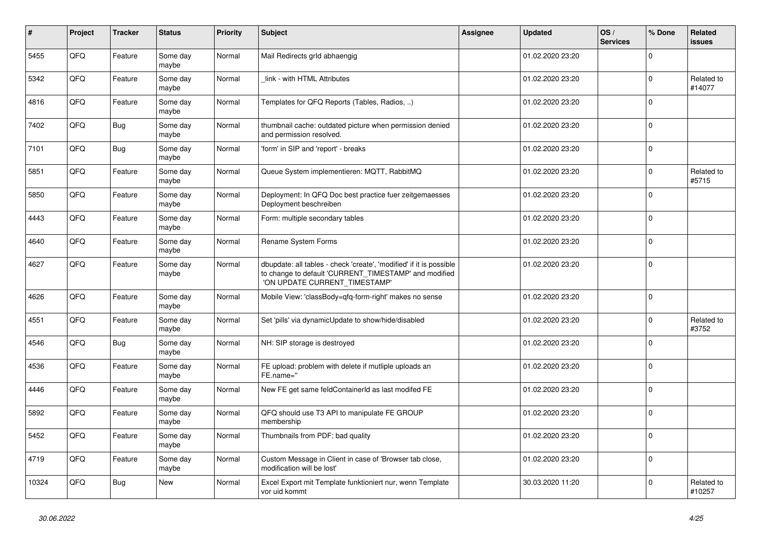| # | Project | Tracker | Status | Priority | Subject | Assignee | Updated | OS / Services | % Done | Related issues |
|---|---|---|---|---|---|---|---|---|---|---|
| 5455 | QFQ | Feature | Some day maybe | Normal | Mail Redirects grld abhaengig | | 01.02.2020 23:20 | | 0 | |
| 5342 | QFQ | Feature | Some day maybe | Normal | _link - with HTML Attributes | | 01.02.2020 23:20 | | 0 | Related to #14077 |
| 4816 | QFQ | Feature | Some day maybe | Normal | Templates for QFQ Reports (Tables, Radios, ..) | | 01.02.2020 23:20 | | 0 | |
| 7402 | QFQ | Bug | Some day maybe | Normal | thumbnail cache: outdated picture when permission denied and permission resolved. | | 01.02.2020 23:20 | | 0 | |
| 7101 | QFQ | Bug | Some day maybe | Normal | 'form' in SIP and 'report' - breaks | | 01.02.2020 23:20 | | 0 | |
| 5851 | QFQ | Feature | Some day maybe | Normal | Queue System implementieren: MQTT, RabbitMQ | | 01.02.2020 23:20 | | 0 | Related to #5715 |
| 5850 | QFQ | Feature | Some day maybe | Normal | Deployment: In QFQ Doc best practice fuer zeitgemaesses Deployment beschreiben | | 01.02.2020 23:20 | | 0 | |
| 4443 | QFQ | Feature | Some day maybe | Normal | Form: multiple secondary tables | | 01.02.2020 23:20 | | 0 | |
| 4640 | QFQ | Feature | Some day maybe | Normal | Rename System Forms | | 01.02.2020 23:20 | | 0 | |
| 4627 | QFQ | Feature | Some day maybe | Normal | dbupdate: all tables - check 'create', 'modified' if it is possible to change to default 'CURRENT_TIMESTAMP' and modified 'ON UPDATE CURRENT_TIMESTAMP' | | 01.02.2020 23:20 | | 0 | |
| 4626 | QFQ | Feature | Some day maybe | Normal | Mobile View: 'classBody=qfq-form-right' makes no sense | | 01.02.2020 23:20 | | 0 | |
| 4551 | QFQ | Feature | Some day maybe | Normal | Set 'pills' via dynamicUpdate to show/hide/disabled | | 01.02.2020 23:20 | | 0 | Related to #3752 |
| 4546 | QFQ | Bug | Some day maybe | Normal | NH: SIP storage is destroyed | | 01.02.2020 23:20 | | 0 | |
| 4536 | QFQ | Feature | Some day maybe | Normal | FE upload: problem with delete if mutliple uploads an FE.name=" | | 01.02.2020 23:20 | | 0 | |
| 4446 | QFQ | Feature | Some day maybe | Normal | New FE get same feldContainerId as last modifed FE | | 01.02.2020 23:20 | | 0 | |
| 5892 | QFQ | Feature | Some day maybe | Normal | QFQ should use T3 API to manipulate FE GROUP membership | | 01.02.2020 23:20 | | 0 | |
| 5452 | QFQ | Feature | Some day maybe | Normal | Thumbnails from PDF: bad quality | | 01.02.2020 23:20 | | 0 | |
| 4719 | QFQ | Feature | Some day maybe | Normal | Custom Message in Client in case of 'Browser tab close, modification will be lost' | | 01.02.2020 23:20 | | 0 | |
| 10324 | QFQ | Bug | New | Normal | Excel Export mit Template funktioniert nur, wenn Template vor uid kommt | | 30.03.2020 11:20 | | 0 | Related to #10257 |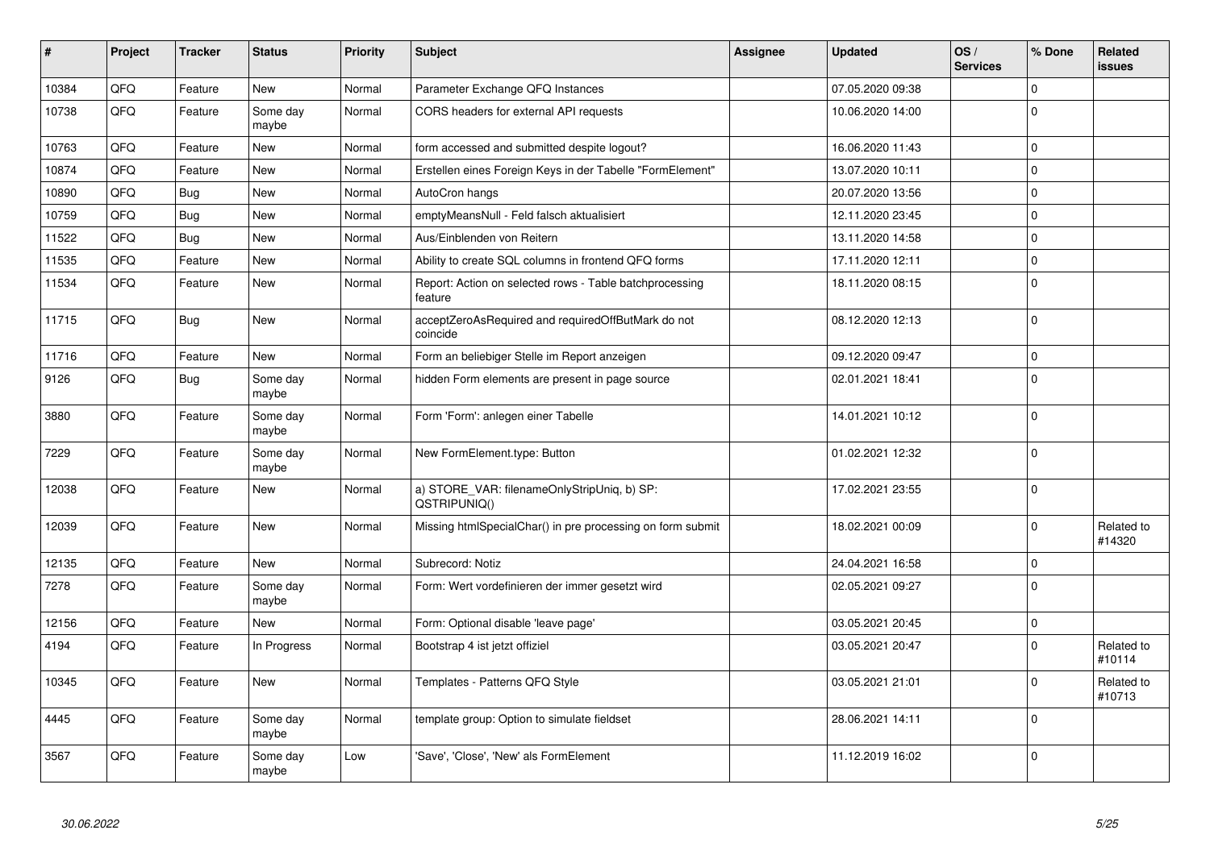| # | Project | Tracker | Status | Priority | Subject | Assignee | Updated | OS / Services | % Done | Related issues |
|---|---|---|---|---|---|---|---|---|---|---|
| 10384 | QFQ | Feature | New | Normal | Parameter Exchange QFQ Instances | | 07.05.2020 09:38 | | 0 | |
| 10738 | QFQ | Feature | Some day maybe | Normal | CORS headers for external API requests | | 10.06.2020 14:00 | | 0 | |
| 10763 | QFQ | Feature | New | Normal | form accessed and submitted despite logout? | | 16.06.2020 11:43 | | 0 | |
| 10874 | QFQ | Feature | New | Normal | Erstellen eines Foreign Keys in der Tabelle "FormElement" | | 13.07.2020 10:11 | | 0 | |
| 10890 | QFQ | Bug | New | Normal | AutoCron hangs | | 20.07.2020 13:56 | | 0 | |
| 10759 | QFQ | Bug | New | Normal | emptyMeansNull - Feld falsch aktualisiert | | 12.11.2020 23:45 | | 0 | |
| 11522 | QFQ | Bug | New | Normal | Aus/Einblenden von Reitern | | 13.11.2020 14:58 | | 0 | |
| 11535 | QFQ | Feature | New | Normal | Ability to create SQL columns in frontend QFQ forms | | 17.11.2020 12:11 | | 0 | |
| 11534 | QFQ | Feature | New | Normal | Report: Action on selected rows - Table batchprocessing feature | | 18.11.2020 08:15 | | 0 | |
| 11715 | QFQ | Bug | New | Normal | acceptZeroAsRequired and requiredOffButMark do not coincide | | 08.12.2020 12:13 | | 0 | |
| 11716 | QFQ | Feature | New | Normal | Form an beliebiger Stelle im Report anzeigen | | 09.12.2020 09:47 | | 0 | |
| 9126 | QFQ | Bug | Some day maybe | Normal | hidden Form elements are present in page source | | 02.01.2021 18:41 | | 0 | |
| 3880 | QFQ | Feature | Some day maybe | Normal | Form 'Form': anlegen einer Tabelle | | 14.01.2021 10:12 | | 0 | |
| 7229 | QFQ | Feature | Some day maybe | Normal | New FormElement.type: Button | | 01.02.2021 12:32 | | 0 | |
| 12038 | QFQ | Feature | New | Normal | a) STORE_VAR: filenameOnlyStripUniq, b) SP: QSTRIPUNIQ() | | 17.02.2021 23:55 | | 0 | |
| 12039 | QFQ | Feature | New | Normal | Missing htmlSpecialChar() in pre processing on form submit | | 18.02.2021 00:09 | | 0 | Related to #14320 |
| 12135 | QFQ | Feature | New | Normal | Subrecord: Notiz | | 24.04.2021 16:58 | | 0 | |
| 7278 | QFQ | Feature | Some day maybe | Normal | Form: Wert vordefinieren der immer gesetzt wird | | 02.05.2021 09:27 | | 0 | |
| 12156 | QFQ | Feature | New | Normal | Form: Optional disable 'leave page' | | 03.05.2021 20:45 | | 0 | |
| 4194 | QFQ | Feature | In Progress | Normal | Bootstrap 4 ist jetzt offiziel | | 03.05.2021 20:47 | | 0 | Related to #10114 |
| 10345 | QFQ | Feature | New | Normal | Templates - Patterns QFQ Style | | 03.05.2021 21:01 | | 0 | Related to #10713 |
| 4445 | QFQ | Feature | Some day maybe | Normal | template group: Option to simulate fieldset | | 28.06.2021 14:11 | | 0 | |
| 3567 | QFQ | Feature | Some day maybe | Low | 'Save', 'Close', 'New' als FormElement | | 11.12.2019 16:02 | | 0 | |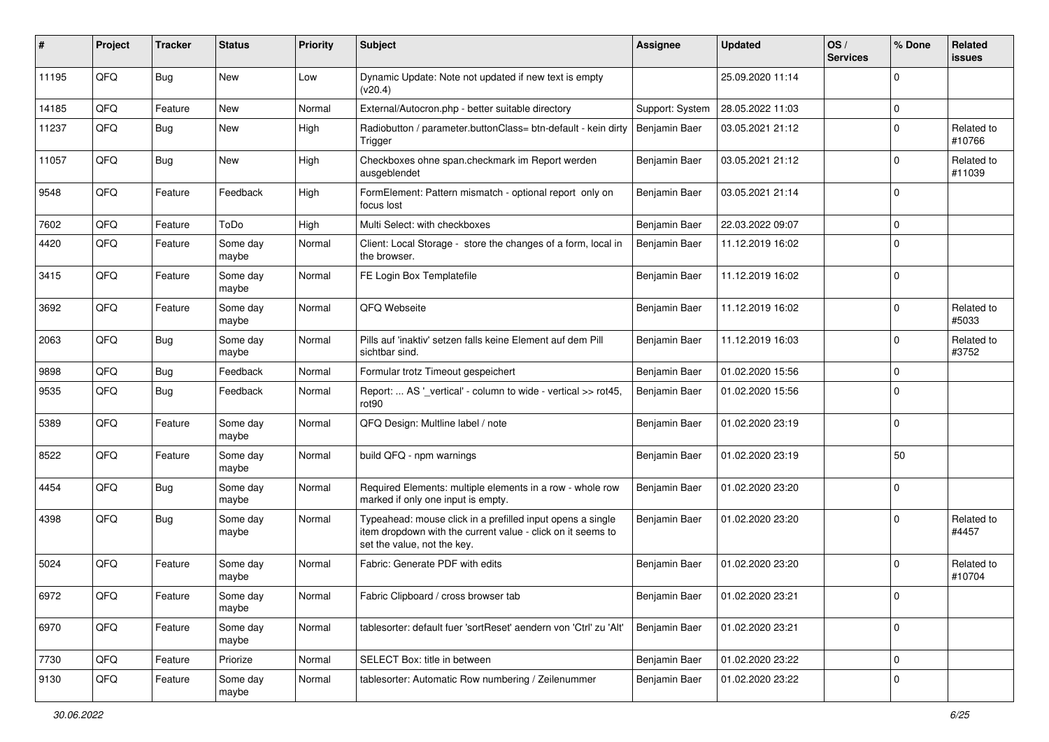| # | Project | Tracker | Status | Priority | Subject | Assignee | Updated | OS / Services | % Done | Related issues |
|---|---|---|---|---|---|---|---|---|---|---|
| 11195 | QFQ | Bug | New | Low | Dynamic Update: Note not updated if new text is empty (v20.4) | | 25.09.2020 11:14 | | 0 | |
| 14185 | QFQ | Feature | New | Normal | External/Autocron.php - better suitable directory | Support: System | 28.05.2022 11:03 | | 0 | |
| 11237 | QFQ | Bug | New | High | Radiobutton / parameter.buttonClass= btn-default - kein dirty Trigger | Benjamin Baer | 03.05.2021 21:12 | | 0 | Related to #10766 |
| 11057 | QFQ | Bug | New | High | Checkboxes ohne span.checkmark im Report werden ausgeblendet | Benjamin Baer | 03.05.2021 21:12 | | 0 | Related to #11039 |
| 9548 | QFQ | Feature | Feedback | High | FormElement: Pattern mismatch - optional report only on focus lost | Benjamin Baer | 03.05.2021 21:14 | | 0 | |
| 7602 | QFQ | Feature | ToDo | High | Multi Select: with checkboxes | Benjamin Baer | 22.03.2022 09:07 | | 0 | |
| 4420 | QFQ | Feature | Some day maybe | Normal | Client: Local Storage - store the changes of a form, local in the browser. | Benjamin Baer | 11.12.2019 16:02 | | 0 | |
| 3415 | QFQ | Feature | Some day maybe | Normal | FE Login Box Templatefile | Benjamin Baer | 11.12.2019 16:02 | | 0 | |
| 3692 | QFQ | Feature | Some day maybe | Normal | QFQ Webseite | Benjamin Baer | 11.12.2019 16:02 | | 0 | Related to #5033 |
| 2063 | QFQ | Bug | Some day maybe | Normal | Pills auf 'inaktiv' setzen falls keine Element auf dem Pill sichtbar sind. | Benjamin Baer | 11.12.2019 16:03 | | 0 | Related to #3752 |
| 9898 | QFQ | Bug | Feedback | Normal | Formular trotz Timeout gespeichert | Benjamin Baer | 01.02.2020 15:56 | | 0 | |
| 9535 | QFQ | Bug | Feedback | Normal | Report: ... AS '_vertical' - column to wide - vertical >> rot45, rot90 | Benjamin Baer | 01.02.2020 15:56 | | 0 | |
| 5389 | QFQ | Feature | Some day maybe | Normal | QFQ Design: Multline label / note | Benjamin Baer | 01.02.2020 23:19 | | 0 | |
| 8522 | QFQ | Feature | Some day maybe | Normal | build QFQ - npm warnings | Benjamin Baer | 01.02.2020 23:19 | | 50 | |
| 4454 | QFQ | Bug | Some day maybe | Normal | Required Elements: multiple elements in a row - whole row marked if only one input is empty. | Benjamin Baer | 01.02.2020 23:20 | | 0 | |
| 4398 | QFQ | Bug | Some day maybe | Normal | Typeahead: mouse click in a prefilled input opens a single item dropdown with the current value - click on it seems to set the value, not the key. | Benjamin Baer | 01.02.2020 23:20 | | 0 | Related to #4457 |
| 5024 | QFQ | Feature | Some day maybe | Normal | Fabric: Generate PDF with edits | Benjamin Baer | 01.02.2020 23:20 | | 0 | Related to #10704 |
| 6972 | QFQ | Feature | Some day maybe | Normal | Fabric Clipboard / cross browser tab | Benjamin Baer | 01.02.2020 23:21 | | 0 | |
| 6970 | QFQ | Feature | Some day maybe | Normal | tablesorter: default fuer 'sortReset' aendern von 'Ctrl' zu 'Alt' | Benjamin Baer | 01.02.2020 23:21 | | 0 | |
| 7730 | QFQ | Feature | Priorize | Normal | SELECT Box: title in between | Benjamin Baer | 01.02.2020 23:22 | | 0 | |
| 9130 | QFQ | Feature | Some day maybe | Normal | tablesorter: Automatic Row numbering / Zeilenummer | Benjamin Baer | 01.02.2020 23:22 | | 0 | |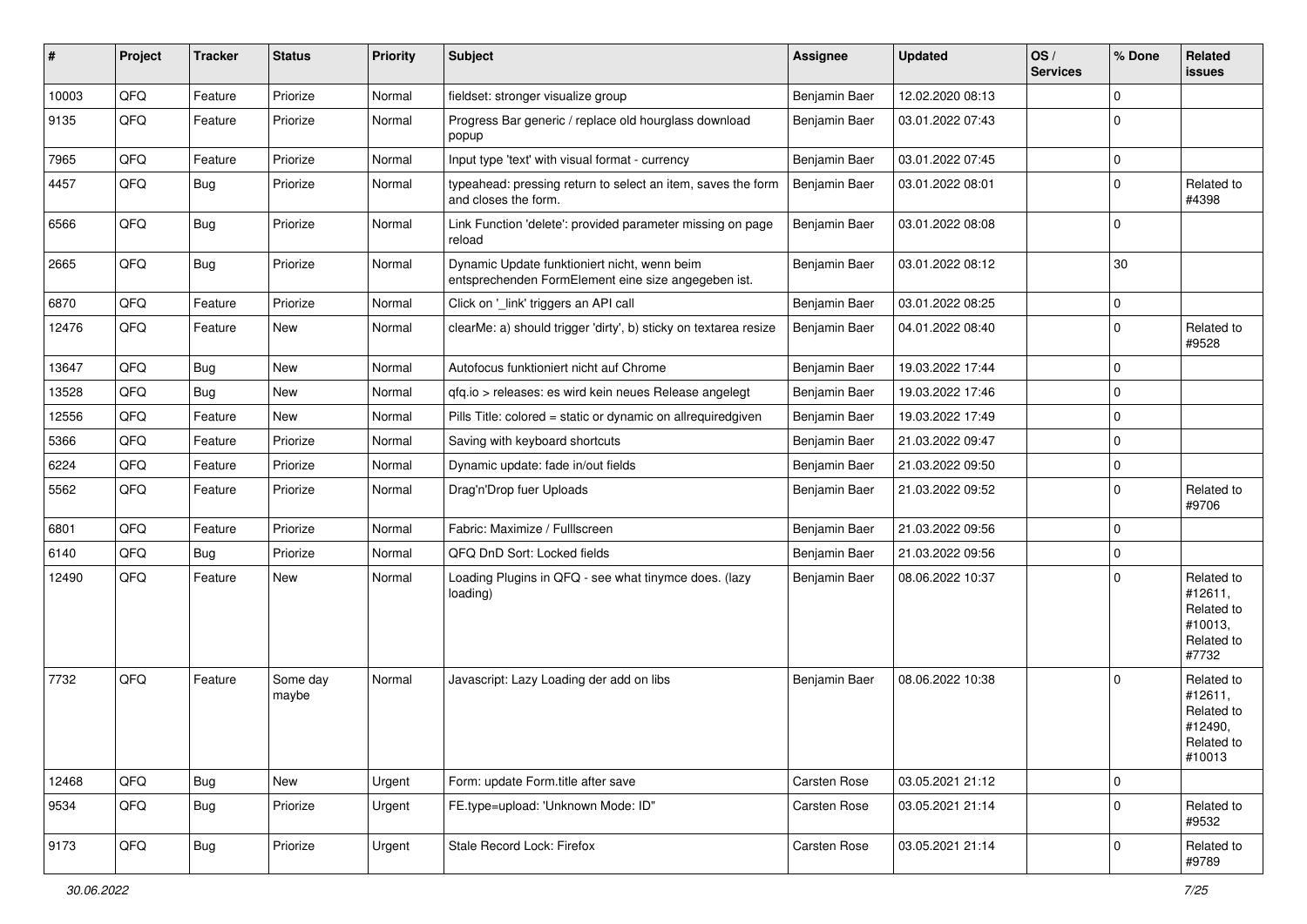| # | Project | Tracker | Status | Priority | Subject | Assignee | Updated | OS / Services | % Done | Related issues |
|---|---|---|---|---|---|---|---|---|---|---|
| 10003 | QFQ | Feature | Priorize | Normal | fieldset: stronger visualize group | Benjamin Baer | 12.02.2020 08:13 | | 0 | |
| 9135 | QFQ | Feature | Priorize | Normal | Progress Bar generic / replace old hourglass download popup | Benjamin Baer | 03.01.2022 07:43 | | 0 | |
| 7965 | QFQ | Feature | Priorize | Normal | Input type 'text' with visual format - currency | Benjamin Baer | 03.01.2022 07:45 | | 0 | |
| 4457 | QFQ | Bug | Priorize | Normal | typeahead: pressing return to select an item, saves the form and closes the form. | Benjamin Baer | 03.01.2022 08:01 | | 0 | Related to #4398 |
| 6566 | QFQ | Bug | Priorize | Normal | Link Function 'delete': provided parameter missing on page reload | Benjamin Baer | 03.01.2022 08:08 | | 0 | |
| 2665 | QFQ | Bug | Priorize | Normal | Dynamic Update funktioniert nicht, wenn beim entsprechenden FormElement eine size angegeben ist. | Benjamin Baer | 03.01.2022 08:12 | | 30 | |
| 6870 | QFQ | Feature | Priorize | Normal | Click on '_link' triggers an API call | Benjamin Baer | 03.01.2022 08:25 | | 0 | |
| 12476 | QFQ | Feature | New | Normal | clearMe: a) should trigger 'dirty', b) sticky on textarea resize | Benjamin Baer | 04.01.2022 08:40 | | 0 | Related to #9528 |
| 13647 | QFQ | Bug | New | Normal | Autofocus funktioniert nicht auf Chrome | Benjamin Baer | 19.03.2022 17:44 | | 0 | |
| 13528 | QFQ | Bug | New | Normal | qfq.io > releases: es wird kein neues Release angelegt | Benjamin Baer | 19.03.2022 17:46 | | 0 | |
| 12556 | QFQ | Feature | New | Normal | Pills Title: colored = static or dynamic on allrequiredgiven | Benjamin Baer | 19.03.2022 17:49 | | 0 | |
| 5366 | QFQ | Feature | Priorize | Normal | Saving with keyboard shortcuts | Benjamin Baer | 21.03.2022 09:47 | | 0 | |
| 6224 | QFQ | Feature | Priorize | Normal | Dynamic update: fade in/out fields | Benjamin Baer | 21.03.2022 09:50 | | 0 | |
| 5562 | QFQ | Feature | Priorize | Normal | Drag'n'Drop fuer Uploads | Benjamin Baer | 21.03.2022 09:52 | | 0 | Related to #9706 |
| 6801 | QFQ | Feature | Priorize | Normal | Fabric: Maximize / FullIscreen | Benjamin Baer | 21.03.2022 09:56 | | 0 | |
| 6140 | QFQ | Bug | Priorize | Normal | QFQ DnD Sort: Locked fields | Benjamin Baer | 21.03.2022 09:56 | | 0 | |
| 12490 | QFQ | Feature | New | Normal | Loading Plugins in QFQ - see what tinymce does. (lazy loading) | Benjamin Baer | 08.06.2022 10:37 | | 0 | Related to #12611, Related to #10013, Related to #7732 |
| 7732 | QFQ | Feature | Some day maybe | Normal | Javascript: Lazy Loading der add on libs | Benjamin Baer | 08.06.2022 10:38 | | 0 | Related to #12611, Related to #12490, Related to #10013 |
| 12468 | QFQ | Bug | New | Urgent | Form: update Form.title after save | Carsten Rose | 03.05.2021 21:12 | | 0 | |
| 9534 | QFQ | Bug | Priorize | Urgent | FE.type=upload: 'Unknown Mode: ID" | Carsten Rose | 03.05.2021 21:14 | | 0 | Related to #9532 |
| 9173 | QFQ | Bug | Priorize | Urgent | Stale Record Lock: Firefox | Carsten Rose | 03.05.2021 21:14 | | 0 | Related to #9789 |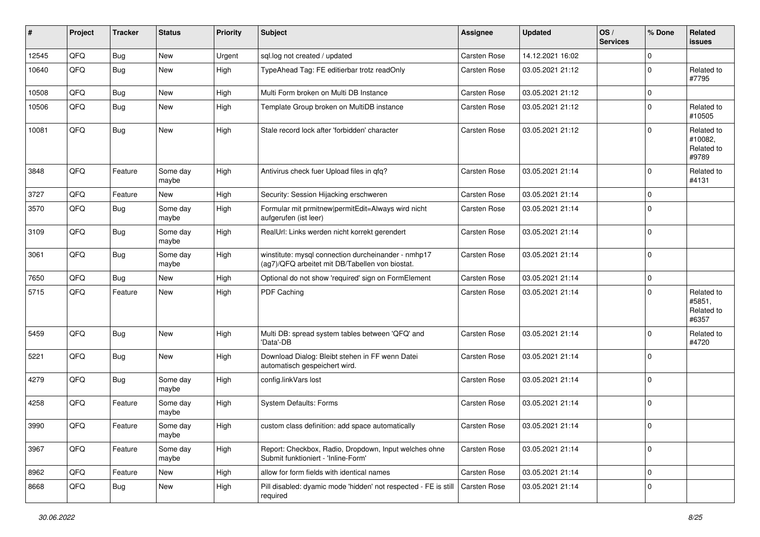| # | Project | Tracker | Status | Priority | Subject | Assignee | Updated | OS / Services | % Done | Related issues |
|---|---|---|---|---|---|---|---|---|---|---|
| 12545 | QFQ | Bug | New | Urgent | sql.log not created / updated | Carsten Rose | 14.12.2021 16:02 | | 0 | |
| 10640 | QFQ | Bug | New | High | TypeAhead Tag: FE editierbar trotz readOnly | Carsten Rose | 03.05.2021 21:12 | | 0 | Related to #7795 |
| 10508 | QFQ | Bug | New | High | Multi Form broken on Multi DB Instance | Carsten Rose | 03.05.2021 21:12 | | 0 | |
| 10506 | QFQ | Bug | New | High | Template Group broken on MultiDB instance | Carsten Rose | 03.05.2021 21:12 | | 0 | Related to #10505 |
| 10081 | QFQ | Bug | New | High | Stale record lock after 'forbidden' character | Carsten Rose | 03.05.2021 21:12 | | 0 | Related to #10082, Related to #9789 |
| 3848 | QFQ | Feature | Some day maybe | High | Antivirus check fuer Upload files in qfq? | Carsten Rose | 03.05.2021 21:14 | | 0 | Related to #4131 |
| 3727 | QFQ | Feature | New | High | Security: Session Hijacking erschweren | Carsten Rose | 03.05.2021 21:14 | | 0 | |
| 3570 | QFQ | Bug | Some day maybe | High | Formular mit prmitnew\|permitEdit=Always wird nicht aufgerufen (ist leer) | Carsten Rose | 03.05.2021 21:14 | | 0 | |
| 3109 | QFQ | Bug | Some day maybe | High | RealUrl: Links werden nicht korrekt gerendert | Carsten Rose | 03.05.2021 21:14 | | 0 | |
| 3061 | QFQ | Bug | Some day maybe | High | winstitute: mysql connection durcheinander - nmhp17 (ag7)/QFQ arbeitet mit DB/Tabellen von biostat. | Carsten Rose | 03.05.2021 21:14 | | 0 | |
| 7650 | QFQ | Bug | New | High | Optional do not show 'required' sign on FormElement | Carsten Rose | 03.05.2021 21:14 | | 0 | |
| 5715 | QFQ | Feature | New | High | PDF Caching | Carsten Rose | 03.05.2021 21:14 | | 0 | Related to #5851, Related to #6357 |
| 5459 | QFQ | Bug | New | High | Multi DB: spread system tables between 'QFQ' and 'Data'-DB | Carsten Rose | 03.05.2021 21:14 | | 0 | Related to #4720 |
| 5221 | QFQ | Bug | New | High | Download Dialog: Bleibt stehen in FF wenn Datei automatisch gespeichert wird. | Carsten Rose | 03.05.2021 21:14 | | 0 | |
| 4279 | QFQ | Bug | Some day maybe | High | config.linkVars lost | Carsten Rose | 03.05.2021 21:14 | | 0 | |
| 4258 | QFQ | Feature | Some day maybe | High | System Defaults: Forms | Carsten Rose | 03.05.2021 21:14 | | 0 | |
| 3990 | QFQ | Feature | Some day maybe | High | custom class definition: add space automatically | Carsten Rose | 03.05.2021 21:14 | | 0 | |
| 3967 | QFQ | Feature | Some day maybe | High | Report: Checkbox, Radio, Dropdown, Input welches ohne Submit funktioniert - 'Inline-Form' | Carsten Rose | 03.05.2021 21:14 | | 0 | |
| 8962 | QFQ | Feature | New | High | allow for form fields with identical names | Carsten Rose | 03.05.2021 21:14 | | 0 | |
| 8668 | QFQ | Bug | New | High | Pill disabled: dyamic mode 'hidden' not respected - FE is still required | Carsten Rose | 03.05.2021 21:14 | | 0 | |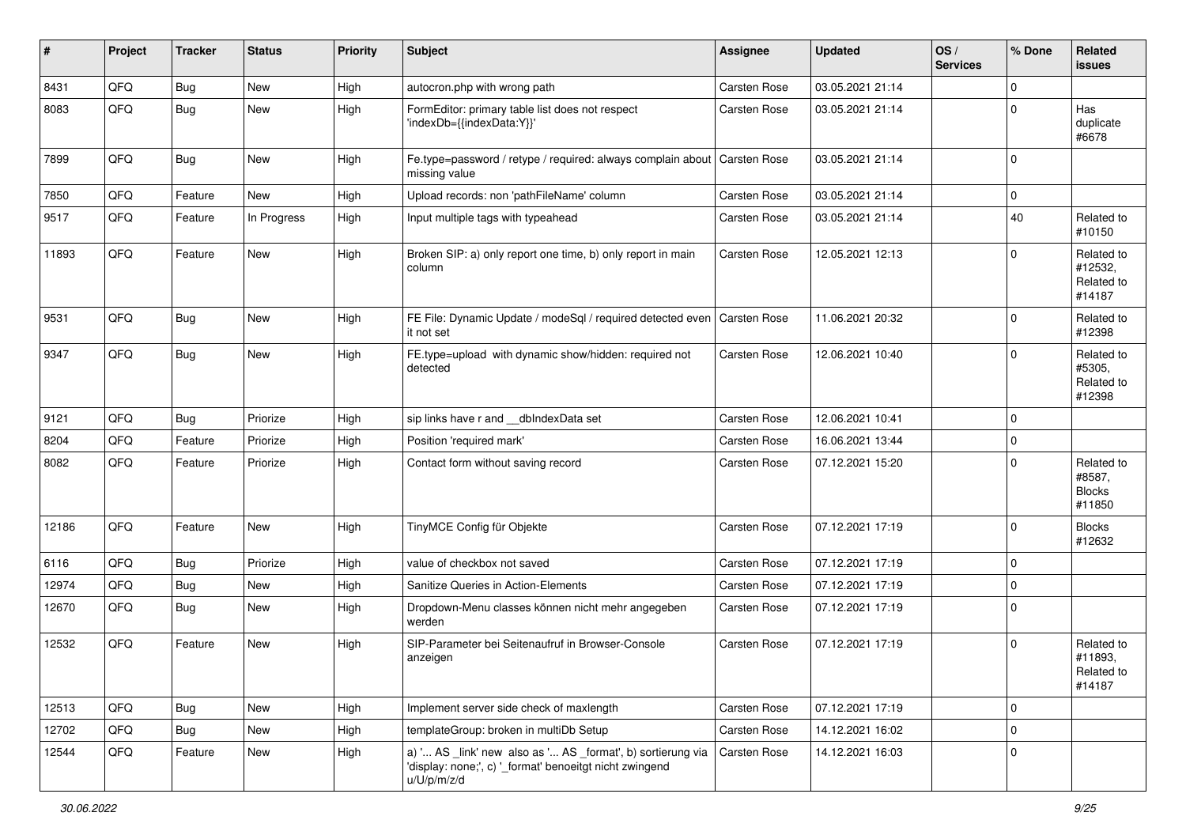| # | Project | Tracker | Status | Priority | Subject | Assignee | Updated | OS / Services | % Done | Related issues |
|---|---|---|---|---|---|---|---|---|---|---|
| 8431 | QFQ | Bug | New | High | autocron.php with wrong path | Carsten Rose | 03.05.2021 21:14 | | 0 | |
| 8083 | QFQ | Bug | New | High | FormEditor: primary table list does not respect 'indexDb={{indexData:Y}}' | Carsten Rose | 03.05.2021 21:14 | | 0 | Has duplicate #6678 |
| 7899 | QFQ | Bug | New | High | Fe.type=password / retype / required: always complain about missing value | Carsten Rose | 03.05.2021 21:14 | | 0 | |
| 7850 | QFQ | Feature | New | High | Upload records: non 'pathFileName' column | Carsten Rose | 03.05.2021 21:14 | | 0 | |
| 9517 | QFQ | Feature | In Progress | High | Input multiple tags with typeahead | Carsten Rose | 03.05.2021 21:14 | | 40 | Related to #10150 |
| 11893 | QFQ | Feature | New | High | Broken SIP: a) only report one time, b) only report in main column | Carsten Rose | 12.05.2021 12:13 | | 0 | Related to #12532, Related to #14187 |
| 9531 | QFQ | Bug | New | High | FE File: Dynamic Update / modeSql / required detected even it not set | Carsten Rose | 11.06.2021 20:32 | | 0 | Related to #12398 |
| 9347 | QFQ | Bug | New | High | FE.type=upload with dynamic show/hidden: required not detected | Carsten Rose | 12.06.2021 10:40 | | 0 | Related to #5305, Related to #12398 |
| 9121 | QFQ | Bug | Priorize | High | sip links have r and __dbIndexData set | Carsten Rose | 12.06.2021 10:41 | | 0 | |
| 8204 | QFQ | Feature | Priorize | High | Position 'required mark' | Carsten Rose | 16.06.2021 13:44 | | 0 | |
| 8082 | QFQ | Feature | Priorize | High | Contact form without saving record | Carsten Rose | 07.12.2021 15:20 | | 0 | Related to #8587, Blocks #11850 |
| 12186 | QFQ | Feature | New | High | TinyMCE Config für Objekte | Carsten Rose | 07.12.2021 17:19 | | 0 | Blocks #12632 |
| 6116 | QFQ | Bug | Priorize | High | value of checkbox not saved | Carsten Rose | 07.12.2021 17:19 | | 0 | |
| 12974 | QFQ | Bug | New | High | Sanitize Queries in Action-Elements | Carsten Rose | 07.12.2021 17:19 | | 0 | |
| 12670 | QFQ | Bug | New | High | Dropdown-Menu classes können nicht mehr angegeben werden | Carsten Rose | 07.12.2021 17:19 | | 0 | |
| 12532 | QFQ | Feature | New | High | SIP-Parameter bei Seitenaufruf in Browser-Console anzeigen | Carsten Rose | 07.12.2021 17:19 | | 0 | Related to #11893, Related to #14187 |
| 12513 | QFQ | Bug | New | High | Implement server side check of maxlength | Carsten Rose | 07.12.2021 17:19 | | 0 | |
| 12702 | QFQ | Bug | New | High | templateGroup: broken in multiDb Setup | Carsten Rose | 14.12.2021 16:02 | | 0 | |
| 12544 | QFQ | Feature | New | High | a) '... AS _link' new also as '... AS _format', b) sortierung via 'display: none;', c) '_format' benoeitgt nicht zwingend u/U/p/m/z/d | Carsten Rose | 14.12.2021 16:03 | | 0 | |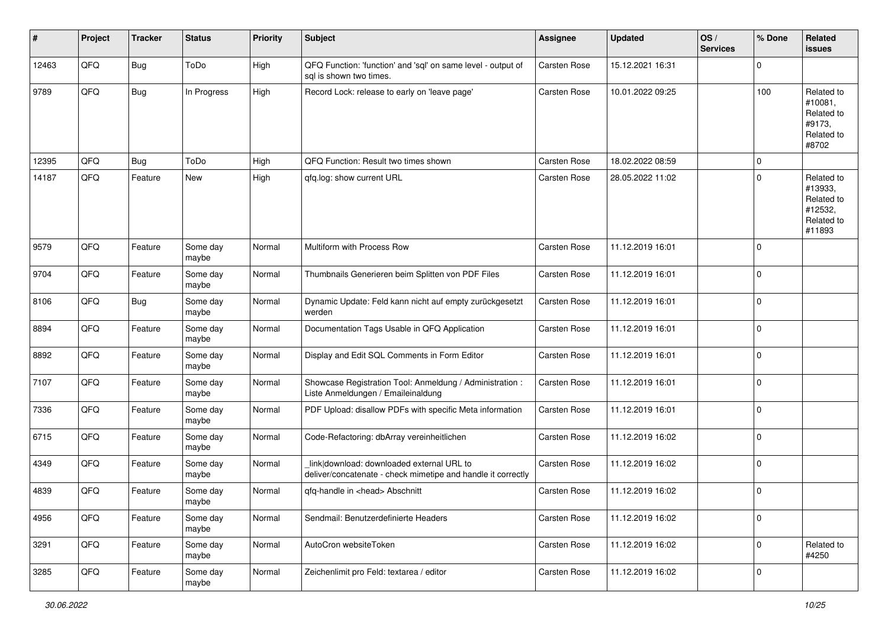| # | Project | Tracker | Status | Priority | Subject | Assignee | Updated | OS / Services | % Done | Related issues |
|---|---|---|---|---|---|---|---|---|---|---|
| 12463 | QFQ | Bug | ToDo | High | QFQ Function: 'function' and 'sql' on same level - output of sql is shown two times. | Carsten Rose | 15.12.2021 16:31 | | 0 | |
| 9789 | QFQ | Bug | In Progress | High | Record Lock: release to early on 'leave page' | Carsten Rose | 10.01.2022 09:25 | | 100 | Related to #10081, Related to #9173, Related to #8702 |
| 12395 | QFQ | Bug | ToDo | High | QFQ Function: Result two times shown | Carsten Rose | 18.02.2022 08:59 | | 0 | |
| 14187 | QFQ | Feature | New | High | qfq.log: show current URL | Carsten Rose | 28.05.2022 11:02 | | 0 | Related to #13933, Related to #12532, Related to #11893 |
| 9579 | QFQ | Feature | Some day maybe | Normal | Multiform with Process Row | Carsten Rose | 11.12.2019 16:01 | | 0 | |
| 9704 | QFQ | Feature | Some day maybe | Normal | Thumbnails Generieren beim Splitten von PDF Files | Carsten Rose | 11.12.2019 16:01 | | 0 | |
| 8106 | QFQ | Bug | Some day maybe | Normal | Dynamic Update: Feld kann nicht auf empty zurückgesetzt werden | Carsten Rose | 11.12.2019 16:01 | | 0 | |
| 8894 | QFQ | Feature | Some day maybe | Normal | Documentation Tags Usable in QFQ Application | Carsten Rose | 11.12.2019 16:01 | | 0 | |
| 8892 | QFQ | Feature | Some day maybe | Normal | Display and Edit SQL Comments in Form Editor | Carsten Rose | 11.12.2019 16:01 | | 0 | |
| 7107 | QFQ | Feature | Some day maybe | Normal | Showcase Registration Tool: Anmeldung / Administration : Liste Anmeldungen / Emaileinaldung | Carsten Rose | 11.12.2019 16:01 | | 0 | |
| 7336 | QFQ | Feature | Some day maybe | Normal | PDF Upload: disallow PDFs with specific Meta information | Carsten Rose | 11.12.2019 16:01 | | 0 | |
| 6715 | QFQ | Feature | Some day maybe | Normal | Code-Refactoring: dbArray vereinheitlichen | Carsten Rose | 11.12.2019 16:02 | | 0 | |
| 4349 | QFQ | Feature | Some day maybe | Normal | _link\|download: downloaded external URL to deliver/concatenate - check mimetipe and handle it correctly | Carsten Rose | 11.12.2019 16:02 | | 0 | |
| 4839 | QFQ | Feature | Some day maybe | Normal | qfq-handle in <head> Abschnitt | Carsten Rose | 11.12.2019 16:02 | | 0 | |
| 4956 | QFQ | Feature | Some day maybe | Normal | Sendmail: Benutzerdefinierte Headers | Carsten Rose | 11.12.2019 16:02 | | 0 | |
| 3291 | QFQ | Feature | Some day maybe | Normal | AutoCron websiteToken | Carsten Rose | 11.12.2019 16:02 | | 0 | Related to #4250 |
| 3285 | QFQ | Feature | Some day maybe | Normal | Zeichenlimit pro Feld: textarea / editor | Carsten Rose | 11.12.2019 16:02 | | 0 | |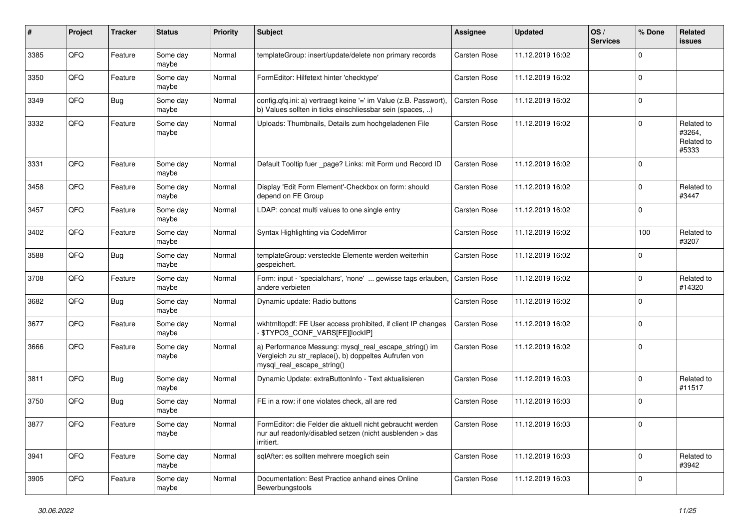| # | Project | Tracker | Status | Priority | Subject | Assignee | Updated | OS / Services | % Done | Related issues |
|---|---|---|---|---|---|---|---|---|---|---|
| 3385 | QFQ | Feature | Some day maybe | Normal | templateGroup: insert/update/delete non primary records | Carsten Rose | 11.12.2019 16:02 | | 0 | |
| 3350 | QFQ | Feature | Some day maybe | Normal | FormEditor: Hilfetext hinter 'checktype' | Carsten Rose | 11.12.2019 16:02 | | 0 | |
| 3349 | QFQ | Bug | Some day maybe | Normal | config.qfq.ini: a) vertraegt keine '=' im Value (z.B. Passwort), b) Values sollten in ticks einschliessbar sein (spaces, ..) | Carsten Rose | 11.12.2019 16:02 | | 0 | |
| 3332 | QFQ | Feature | Some day maybe | Normal | Uploads: Thumbnails, Details zum hochgeladenen File | Carsten Rose | 11.12.2019 16:02 | | 0 | Related to #3264, Related to #5333 |
| 3331 | QFQ | Feature | Some day maybe | Normal | Default Tooltip fuer _page? Links: mit Form und Record ID | Carsten Rose | 11.12.2019 16:02 | | 0 | |
| 3458 | QFQ | Feature | Some day maybe | Normal | Display 'Edit Form Element'-Checkbox on form: should depend on FE Group | Carsten Rose | 11.12.2019 16:02 | | 0 | Related to #3447 |
| 3457 | QFQ | Feature | Some day maybe | Normal | LDAP: concat multi values to one single entry | Carsten Rose | 11.12.2019 16:02 | | 0 | |
| 3402 | QFQ | Feature | Some day maybe | Normal | Syntax Highlighting via CodeMirror | Carsten Rose | 11.12.2019 16:02 | | 100 | Related to #3207 |
| 3588 | QFQ | Bug | Some day maybe | Normal | templateGroup: versteckte Elemente werden weiterhin gespeichert. | Carsten Rose | 11.12.2019 16:02 | | 0 | |
| 3708 | QFQ | Feature | Some day maybe | Normal | Form: input - 'specialchars', 'none' ... gewisse tags erlauben, andere verbieten | Carsten Rose | 11.12.2019 16:02 | | 0 | Related to #14320 |
| 3682 | QFQ | Bug | Some day maybe | Normal | Dynamic update: Radio buttons | Carsten Rose | 11.12.2019 16:02 | | 0 | |
| 3677 | QFQ | Feature | Some day maybe | Normal | wkhtmltopdf: FE User access prohibited, if client IP changes - $TYPO3_CONF_VARS[FE][lockIP] | Carsten Rose | 11.12.2019 16:02 | | 0 | |
| 3666 | QFQ | Feature | Some day maybe | Normal | a) Performance Messung: mysql_real_escape_string() im Vergleich zu str_replace(), b) doppeltes Aufrufen von mysql_real_escape_string() | Carsten Rose | 11.12.2019 16:02 | | 0 | |
| 3811 | QFQ | Bug | Some day maybe | Normal | Dynamic Update: extraButtonInfo - Text aktualisieren | Carsten Rose | 11.12.2019 16:03 | | 0 | Related to #11517 |
| 3750 | QFQ | Bug | Some day maybe | Normal | FE in a row: if one violates check, all are red | Carsten Rose | 11.12.2019 16:03 | | 0 | |
| 3877 | QFQ | Feature | Some day maybe | Normal | FormEditor: die Felder die aktuell nicht gebraucht werden nur auf readonly/disabled setzen (nicht ausblenden > das irritiert. | Carsten Rose | 11.12.2019 16:03 | | 0 | |
| 3941 | QFQ | Feature | Some day maybe | Normal | sqlAfter: es sollten mehrere moeglich sein | Carsten Rose | 11.12.2019 16:03 | | 0 | Related to #3942 |
| 3905 | QFQ | Feature | Some day maybe | Normal | Documentation: Best Practice anhand eines Online Bewerbungstools | Carsten Rose | 11.12.2019 16:03 | | 0 | |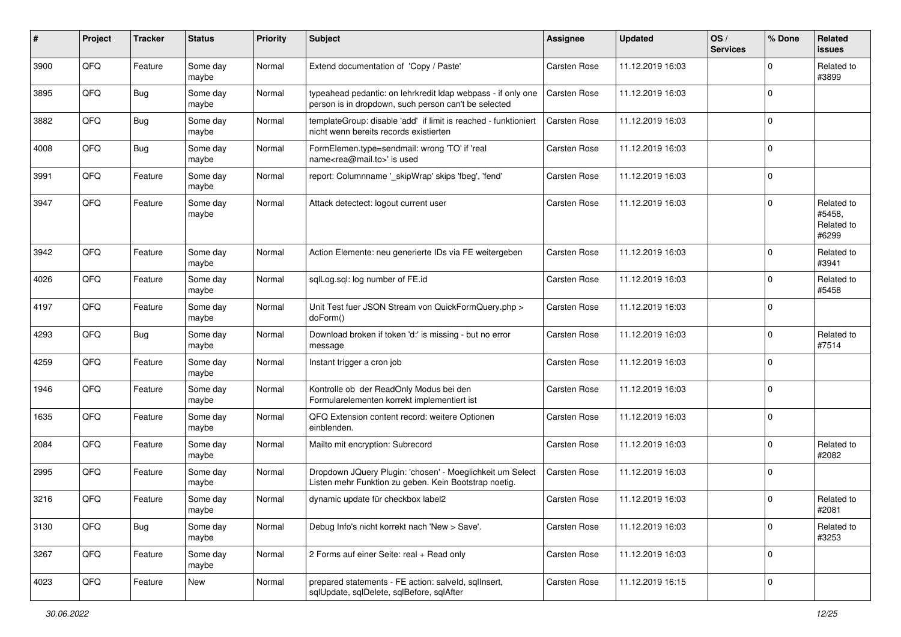| # | Project | Tracker | Status | Priority | Subject | Assignee | Updated | OS / Services | % Done | Related issues |
|---|---|---|---|---|---|---|---|---|---|---|
| 3900 | QFQ | Feature | Some day maybe | Normal | Extend documentation of 'Copy / Paste' | Carsten Rose | 11.12.2019 16:03 | | 0 | Related to #3899 |
| 3895 | QFQ | Bug | Some day maybe | Normal | typeahead pedantic: on lehrkredit ldap webpass - if only one person is in dropdown, such person can't be selected | Carsten Rose | 11.12.2019 16:03 | | 0 | |
| 3882 | QFQ | Bug | Some day maybe | Normal | templateGroup: disable 'add' if limit is reached - funktioniert nicht wenn bereits records existierten | Carsten Rose | 11.12.2019 16:03 | | 0 | |
| 4008 | QFQ | Bug | Some day maybe | Normal | FormElemen.type=sendmail: wrong 'TO' if 'real name<rea@mail.to>' is used | Carsten Rose | 11.12.2019 16:03 | | 0 | |
| 3991 | QFQ | Feature | Some day maybe | Normal | report: Columnname '_skipWrap' skips 'fbeg', 'fend' | Carsten Rose | 11.12.2019 16:03 | | 0 | |
| 3947 | QFQ | Feature | Some day maybe | Normal | Attack detectect: logout current user | Carsten Rose | 11.12.2019 16:03 | | 0 | Related to #5458, Related to #6299 |
| 3942 | QFQ | Feature | Some day maybe | Normal | Action Elemente: neu generierte IDs via FE weitergeben | Carsten Rose | 11.12.2019 16:03 | | 0 | Related to #3941 |
| 4026 | QFQ | Feature | Some day maybe | Normal | sqlLog.sql: log number of FE.id | Carsten Rose | 11.12.2019 16:03 | | 0 | Related to #5458 |
| 4197 | QFQ | Feature | Some day maybe | Normal | Unit Test fuer JSON Stream von QuickFormQuery.php > doForm() | Carsten Rose | 11.12.2019 16:03 | | 0 | |
| 4293 | QFQ | Bug | Some day maybe | Normal | Download broken if token 'd:' is missing - but no error message | Carsten Rose | 11.12.2019 16:03 | | 0 | Related to #7514 |
| 4259 | QFQ | Feature | Some day maybe | Normal | Instant trigger a cron job | Carsten Rose | 11.12.2019 16:03 | | 0 | |
| 1946 | QFQ | Feature | Some day maybe | Normal | Kontrolle ob der ReadOnly Modus bei den Formularelementen korrekt implementiert ist | Carsten Rose | 11.12.2019 16:03 | | 0 | |
| 1635 | QFQ | Feature | Some day maybe | Normal | QFQ Extension content record: weitere Optionen einblenden. | Carsten Rose | 11.12.2019 16:03 | | 0 | |
| 2084 | QFQ | Feature | Some day maybe | Normal | Mailto mit encryption: Subrecord | Carsten Rose | 11.12.2019 16:03 | | 0 | Related to #2082 |
| 2995 | QFQ | Feature | Some day maybe | Normal | Dropdown JQuery Plugin: 'chosen' - Moeglichkeit um Select Listen mehr Funktion zu geben. Kein Bootstrap noetig. | Carsten Rose | 11.12.2019 16:03 | | 0 | |
| 3216 | QFQ | Feature | Some day maybe | Normal | dynamic update für checkbox label2 | Carsten Rose | 11.12.2019 16:03 | | 0 | Related to #2081 |
| 3130 | QFQ | Bug | Some day maybe | Normal | Debug Info's nicht korrekt nach 'New > Save'. | Carsten Rose | 11.12.2019 16:03 | | 0 | Related to #3253 |
| 3267 | QFQ | Feature | Some day maybe | Normal | 2 Forms auf einer Seite: real + Read only | Carsten Rose | 11.12.2019 16:03 | | 0 | |
| 4023 | QFQ | Feature | New | Normal | prepared statements - FE action: salveId, sqlInsert, sqlUpdate, sqlDelete, sqlBefore, sqlAfter | Carsten Rose | 11.12.2019 16:15 | | 0 | |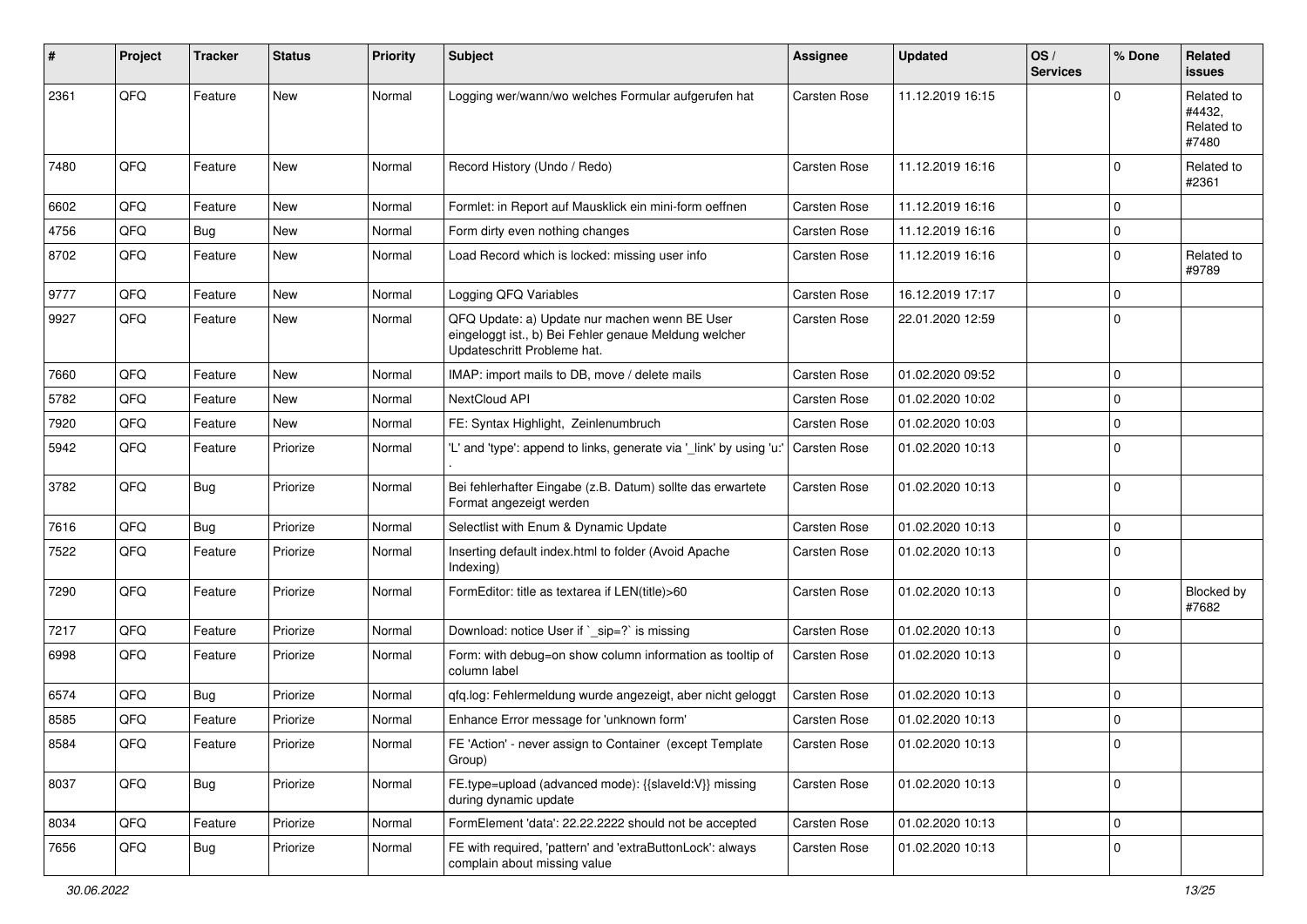| # | Project | Tracker | Status | Priority | Subject | Assignee | Updated | OS / Services | % Done | Related issues |
|---|---|---|---|---|---|---|---|---|---|---|
| 2361 | QFQ | Feature | New | Normal | Logging wer/wann/wo welches Formular aufgerufen hat | Carsten Rose | 11.12.2019 16:15 | | 0 | Related to #4432, Related to #7480 |
| 7480 | QFQ | Feature | New | Normal | Record History (Undo / Redo) | Carsten Rose | 11.12.2019 16:16 | | 0 | Related to #2361 |
| 6602 | QFQ | Feature | New | Normal | Formlet: in Report auf Mausklick ein mini-form oeffnen | Carsten Rose | 11.12.2019 16:16 | | 0 | |
| 4756 | QFQ | Bug | New | Normal | Form dirty even nothing changes | Carsten Rose | 11.12.2019 16:16 | | 0 | |
| 8702 | QFQ | Feature | New | Normal | Load Record which is locked: missing user info | Carsten Rose | 11.12.2019 16:16 | | 0 | Related to #9789 |
| 9777 | QFQ | Feature | New | Normal | Logging QFQ Variables | Carsten Rose | 16.12.2019 17:17 | | 0 | |
| 9927 | QFQ | Feature | New | Normal | QFQ Update: a) Update nur machen wenn BE User eingeloggt ist., b) Bei Fehler genaue Meldung welcher Updateschritt Probleme hat. | Carsten Rose | 22.01.2020 12:59 | | 0 | |
| 7660 | QFQ | Feature | New | Normal | IMAP: import mails to DB, move / delete mails | Carsten Rose | 01.02.2020 09:52 | | 0 | |
| 5782 | QFQ | Feature | New | Normal | NextCloud API | Carsten Rose | 01.02.2020 10:02 | | 0 | |
| 7920 | QFQ | Feature | New | Normal | FE: Syntax Highlight, Zeinlenumbruch | Carsten Rose | 01.02.2020 10:03 | | 0 | |
| 5942 | QFQ | Feature | Priorize | Normal | 'L' and 'type': append to links, generate via '_link' by using 'u:' . | Carsten Rose | 01.02.2020 10:13 | | 0 | |
| 3782 | QFQ | Bug | Priorize | Normal | Bei fehlerhafter Eingabe (z.B. Datum) sollte das erwartete Format angezeigt werden | Carsten Rose | 01.02.2020 10:13 | | 0 | |
| 7616 | QFQ | Bug | Priorize | Normal | Selectlist with Enum & Dynamic Update | Carsten Rose | 01.02.2020 10:13 | | 0 | |
| 7522 | QFQ | Feature | Priorize | Normal | Inserting default index.html to folder (Avoid Apache Indexing) | Carsten Rose | 01.02.2020 10:13 | | 0 | |
| 7290 | QFQ | Feature | Priorize | Normal | FormEditor: title as textarea if LEN(title)>60 | Carsten Rose | 01.02.2020 10:13 | | 0 | Blocked by #7682 |
| 7217 | QFQ | Feature | Priorize | Normal | Download: notice User if `_sip=?` is missing | Carsten Rose | 01.02.2020 10:13 | | 0 | |
| 6998 | QFQ | Feature | Priorize | Normal | Form: with debug=on show column information as tooltip of column label | Carsten Rose | 01.02.2020 10:13 | | 0 | |
| 6574 | QFQ | Bug | Priorize | Normal | qfq.log: Fehlermeldung wurde angezeigt, aber nicht geloggt | Carsten Rose | 01.02.2020 10:13 | | 0 | |
| 8585 | QFQ | Feature | Priorize | Normal | Enhance Error message for 'unknown form' | Carsten Rose | 01.02.2020 10:13 | | 0 | |
| 8584 | QFQ | Feature | Priorize | Normal | FE 'Action' - never assign to Container (except Template Group) | Carsten Rose | 01.02.2020 10:13 | | 0 | |
| 8037 | QFQ | Bug | Priorize | Normal | FE.type=upload (advanced mode): {{slaveId:V}} missing during dynamic update | Carsten Rose | 01.02.2020 10:13 | | 0 | |
| 8034 | QFQ | Feature | Priorize | Normal | FormElement 'data': 22.22.2222 should not be accepted | Carsten Rose | 01.02.2020 10:13 | | 0 | |
| 7656 | QFQ | Bug | Priorize | Normal | FE with required, 'pattern' and 'extraButtonLock': always complain about missing value | Carsten Rose | 01.02.2020 10:13 | | 0 | |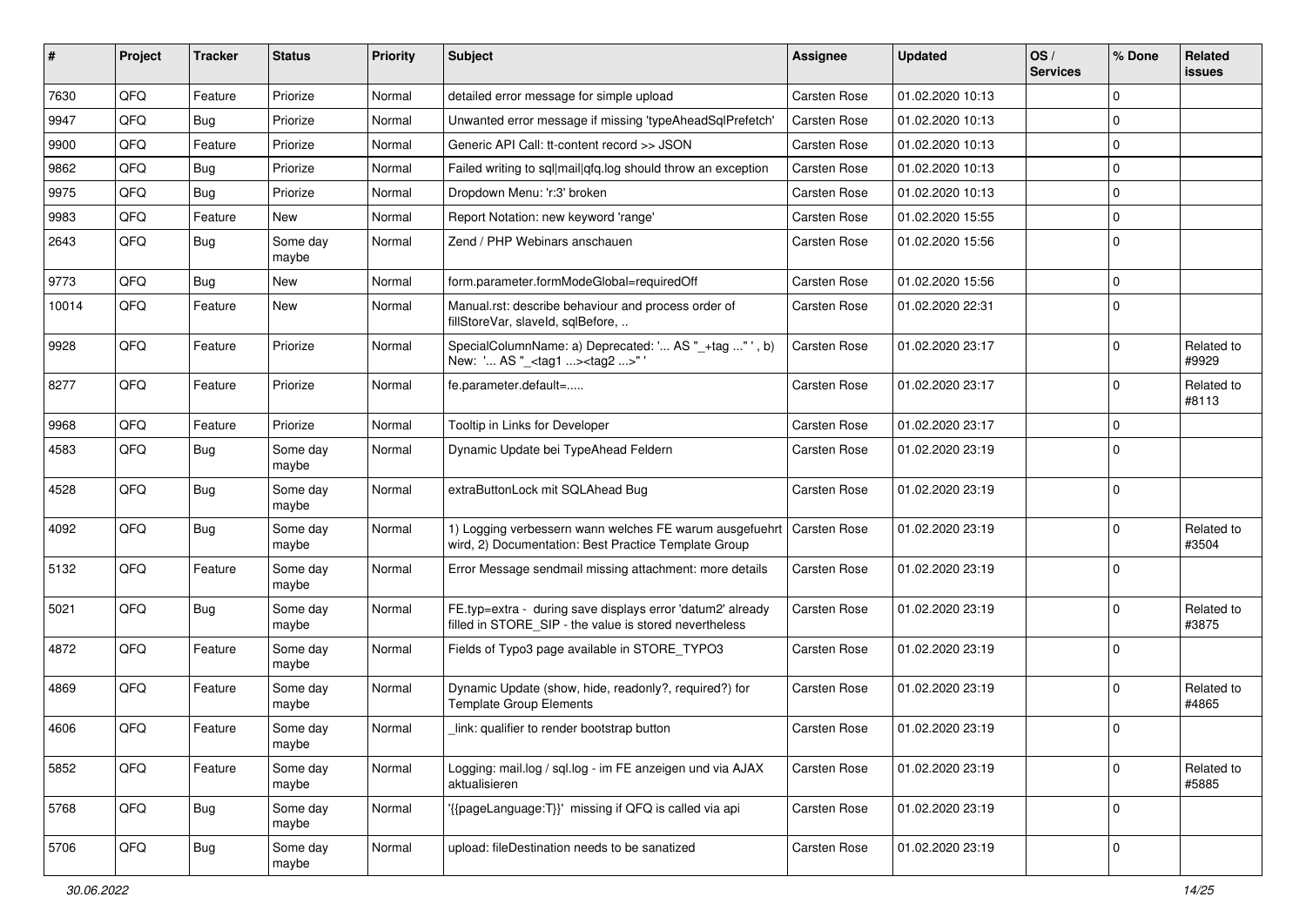| # | Project | Tracker | Status | Priority | Subject | Assignee | Updated | OS / Services | % Done | Related issues |
|---|---|---|---|---|---|---|---|---|---|---|
| 7630 | QFQ | Feature | Priorize | Normal | detailed error message for simple upload | Carsten Rose | 01.02.2020 10:13 | | 0 | |
| 9947 | QFQ | Bug | Priorize | Normal | Unwanted error message if missing 'typeAheadSqlPrefetch' | Carsten Rose | 01.02.2020 10:13 | | 0 | |
| 9900 | QFQ | Feature | Priorize | Normal | Generic API Call: tt-content record >> JSON | Carsten Rose | 01.02.2020 10:13 | | 0 | |
| 9862 | QFQ | Bug | Priorize | Normal | Failed writing to sql\|mail\|qfq.log should throw an exception | Carsten Rose | 01.02.2020 10:13 | | 0 | |
| 9975 | QFQ | Bug | Priorize | Normal | Dropdown Menu: 'r:3' broken | Carsten Rose | 01.02.2020 10:13 | | 0 | |
| 9983 | QFQ | Feature | New | Normal | Report Notation: new keyword 'range' | Carsten Rose | 01.02.2020 15:55 | | 0 | |
| 2643 | QFQ | Bug | Some day maybe | Normal | Zend / PHP Webinars anschauen | Carsten Rose | 01.02.2020 15:56 | | 0 | |
| 9773 | QFQ | Bug | New | Normal | form.parameter.formModeGlobal=requiredOff | Carsten Rose | 01.02.2020 15:56 | | 0 | |
| 10014 | QFQ | Feature | New | Normal | Manual.rst: describe behaviour and process order of fillStoreVar, slaveId, sqlBefore, .. | Carsten Rose | 01.02.2020 22:31 | | 0 | |
| 9928 | QFQ | Feature | Priorize | Normal | SpecialColumnName: a) Deprecated: '... AS "_+tag ..." ', b) New: '... AS "_<tag1 ...><tag2 ...>" ' | Carsten Rose | 01.02.2020 23:17 | | 0 | Related to #9929 |
| 8277 | QFQ | Feature | Priorize | Normal | fe.parameter.default=..... | Carsten Rose | 01.02.2020 23:17 | | 0 | Related to #8113 |
| 9968 | QFQ | Feature | Priorize | Normal | Tooltip in Links for Developer | Carsten Rose | 01.02.2020 23:17 | | 0 | |
| 4583 | QFQ | Bug | Some day maybe | Normal | Dynamic Update bei TypeAhead Feldern | Carsten Rose | 01.02.2020 23:19 | | 0 | |
| 4528 | QFQ | Bug | Some day maybe | Normal | extraButtonLock mit SQLAhead Bug | Carsten Rose | 01.02.2020 23:19 | | 0 | |
| 4092 | QFQ | Bug | Some day maybe | Normal | 1) Logging verbessern wann welches FE warum ausgefuehrt wird, 2) Documentation: Best Practice Template Group | Carsten Rose | 01.02.2020 23:19 | | 0 | Related to #3504 |
| 5132 | QFQ | Feature | Some day maybe | Normal | Error Message sendmail missing attachment: more details | Carsten Rose | 01.02.2020 23:19 | | 0 | |
| 5021 | QFQ | Bug | Some day maybe | Normal | FE.typ=extra - during save displays error 'datum2' already filled in STORE_SIP - the value is stored nevertheless | Carsten Rose | 01.02.2020 23:19 | | 0 | Related to #3875 |
| 4872 | QFQ | Feature | Some day maybe | Normal | Fields of Typo3 page available in STORE_TYPO3 | Carsten Rose | 01.02.2020 23:19 | | 0 | |
| 4869 | QFQ | Feature | Some day maybe | Normal | Dynamic Update (show, hide, readonly?, required?) for Template Group Elements | Carsten Rose | 01.02.2020 23:19 | | 0 | Related to #4865 |
| 4606 | QFQ | Feature | Some day maybe | Normal | _link: qualifier to render bootstrap button | Carsten Rose | 01.02.2020 23:19 | | 0 | |
| 5852 | QFQ | Feature | Some day maybe | Normal | Logging: mail.log / sql.log - im FE anzeigen und via AJAX aktualisieren | Carsten Rose | 01.02.2020 23:19 | | 0 | Related to #5885 |
| 5768 | QFQ | Bug | Some day maybe | Normal | '{{pageLanguage:T}}' missing if QFQ is called via api | Carsten Rose | 01.02.2020 23:19 | | 0 | |
| 5706 | QFQ | Bug | Some day maybe | Normal | upload: fileDestination needs to be sanatized | Carsten Rose | 01.02.2020 23:19 | | 0 | |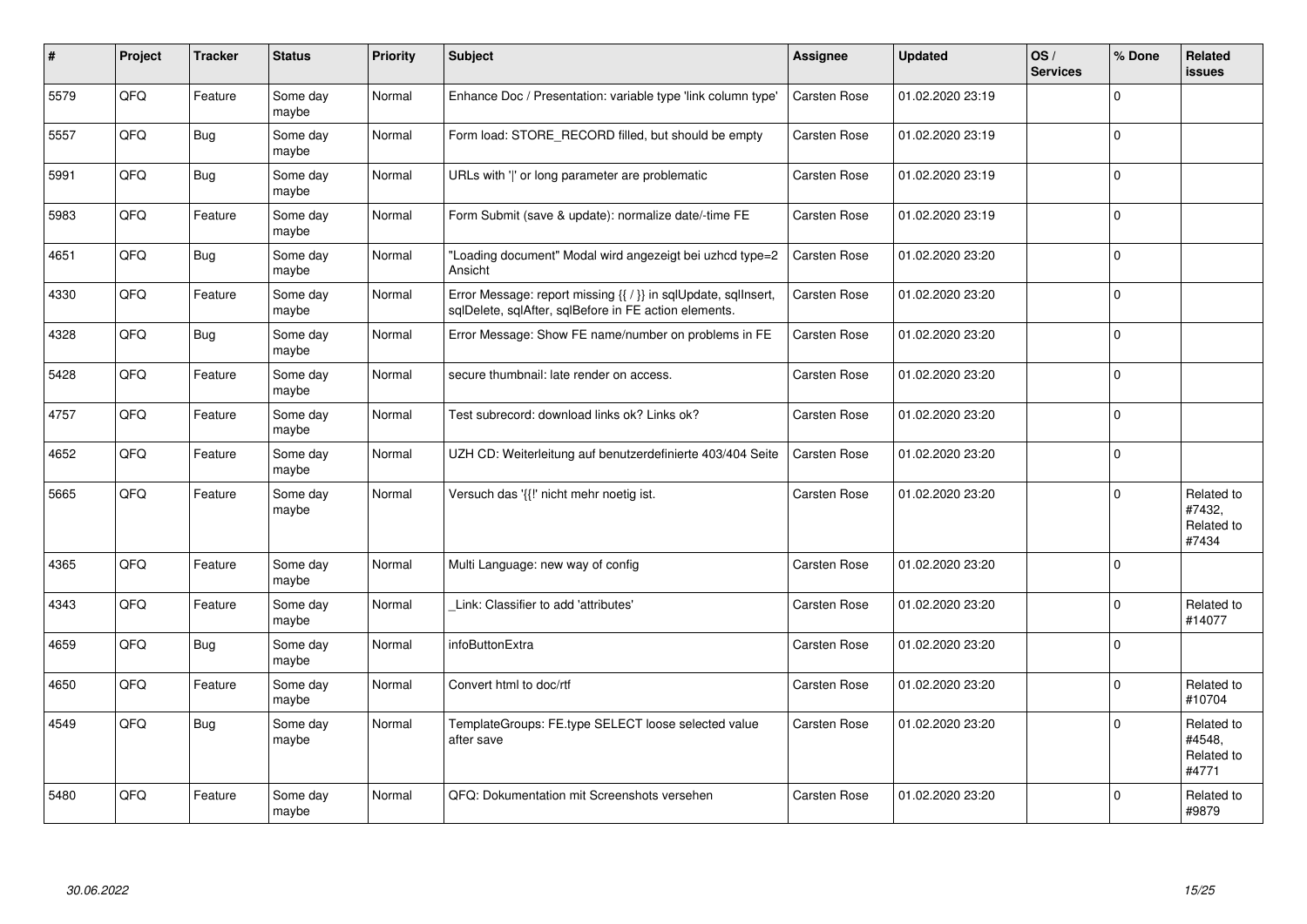| # | Project | Tracker | Status | Priority | Subject | Assignee | Updated | OS / Services | % Done | Related issues |
|---|---|---|---|---|---|---|---|---|---|---|
| 5579 | QFQ | Feature | Some day maybe | Normal | Enhance Doc / Presentation: variable type 'link column type' | Carsten Rose | 01.02.2020 23:19 | | 0 | |
| 5557 | QFQ | Bug | Some day maybe | Normal | Form load: STORE_RECORD filled, but should be empty | Carsten Rose | 01.02.2020 23:19 | | 0 | |
| 5991 | QFQ | Bug | Some day maybe | Normal | URLs with '\|' or long parameter are problematic | Carsten Rose | 01.02.2020 23:19 | | 0 | |
| 5983 | QFQ | Feature | Some day maybe | Normal | Form Submit (save & update): normalize date/-time FE | Carsten Rose | 01.02.2020 23:19 | | 0 | |
| 4651 | QFQ | Bug | Some day maybe | Normal | "Loading document" Modal wird angezeigt bei uzhcd type=2 Ansicht | Carsten Rose | 01.02.2020 23:20 | | 0 | |
| 4330 | QFQ | Feature | Some day maybe | Normal | Error Message: report missing {{ / }} in sqlUpdate, sqlInsert, sqlDelete, sqlAfter, sqlBefore in FE action elements. | Carsten Rose | 01.02.2020 23:20 | | 0 | |
| 4328 | QFQ | Bug | Some day maybe | Normal | Error Message: Show FE name/number on problems in FE | Carsten Rose | 01.02.2020 23:20 | | 0 | |
| 5428 | QFQ | Feature | Some day maybe | Normal | secure thumbnail: late render on access. | Carsten Rose | 01.02.2020 23:20 | | 0 | |
| 4757 | QFQ | Feature | Some day maybe | Normal | Test subrecord: download links ok? Links ok? | Carsten Rose | 01.02.2020 23:20 | | 0 | |
| 4652 | QFQ | Feature | Some day maybe | Normal | UZH CD: Weiterleitung auf benutzerdefinierte 403/404 Seite | Carsten Rose | 01.02.2020 23:20 | | 0 | |
| 5665 | QFQ | Feature | Some day maybe | Normal | Versuch das '{{!' nicht mehr noetig ist. | Carsten Rose | 01.02.2020 23:20 | | 0 | Related to #7432, Related to #7434 |
| 4365 | QFQ | Feature | Some day maybe | Normal | Multi Language: new way of config | Carsten Rose | 01.02.2020 23:20 | | 0 | |
| 4343 | QFQ | Feature | Some day maybe | Normal | _Link: Classifier to add 'attributes' | Carsten Rose | 01.02.2020 23:20 | | 0 | Related to #14077 |
| 4659 | QFQ | Bug | Some day maybe | Normal | infoButtonExtra | Carsten Rose | 01.02.2020 23:20 | | 0 | |
| 4650 | QFQ | Feature | Some day maybe | Normal | Convert html to doc/rtf | Carsten Rose | 01.02.2020 23:20 | | 0 | Related to #10704 |
| 4549 | QFQ | Bug | Some day maybe | Normal | TemplateGroups: FE.type SELECT loose selected value after save | Carsten Rose | 01.02.2020 23:20 | | 0 | Related to #4548, Related to #4771 |
| 5480 | QFQ | Feature | Some day maybe | Normal | QFQ: Dokumentation mit Screenshots versehen | Carsten Rose | 01.02.2020 23:20 | | 0 | Related to #9879 |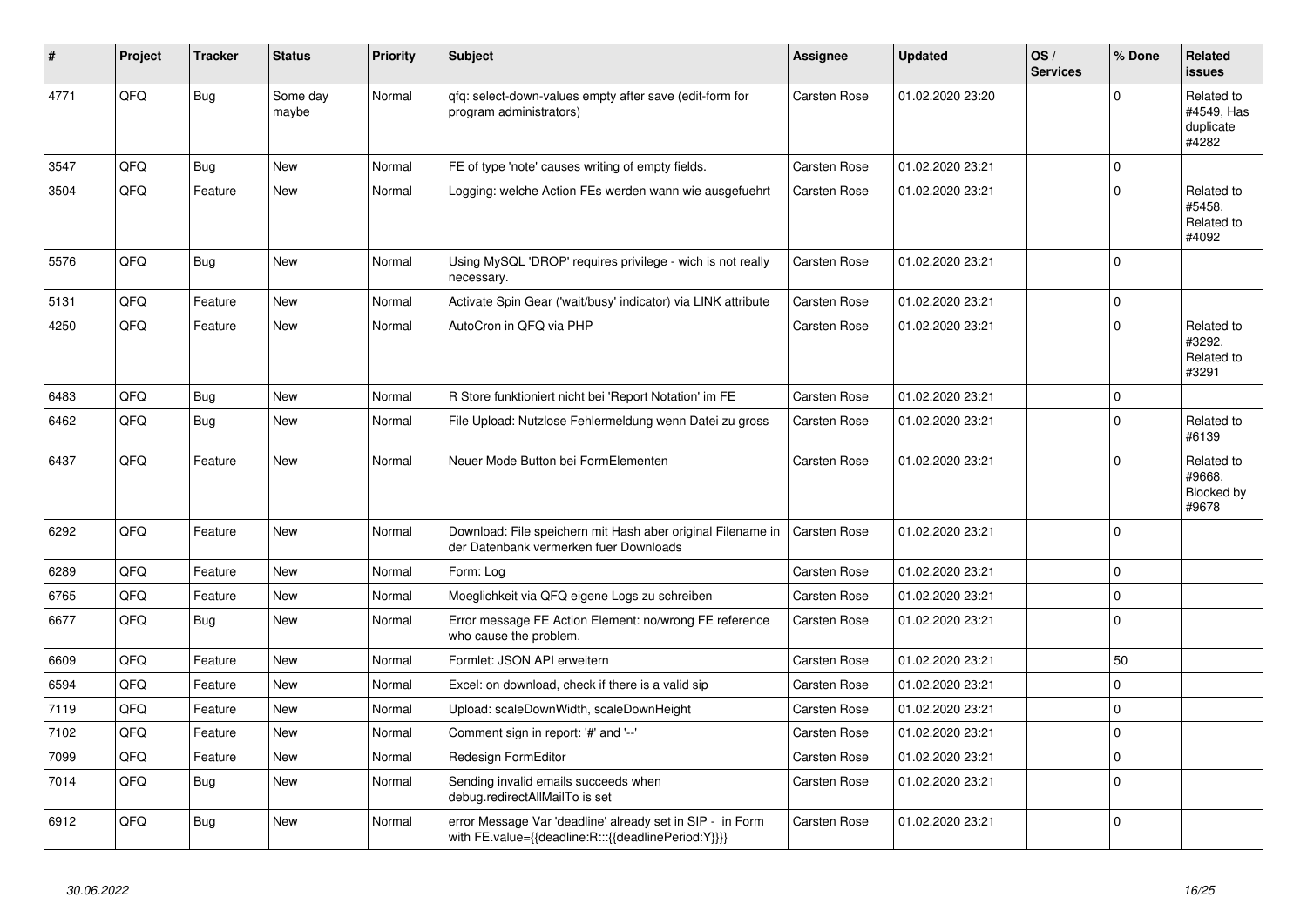| # | Project | Tracker | Status | Priority | Subject | Assignee | Updated | OS / Services | % Done | Related issues |
|---|---|---|---|---|---|---|---|---|---|---|
| 4771 | QFQ | Bug | Some day maybe | Normal | qfq: select-down-values empty after save (edit-form for program administrators) | Carsten Rose | 01.02.2020 23:20 | | 0 | Related to #4549, Has duplicate #4282 |
| 3547 | QFQ | Bug | New | Normal | FE of type 'note' causes writing of empty fields. | Carsten Rose | 01.02.2020 23:21 | | 0 | |
| 3504 | QFQ | Feature | New | Normal | Logging: welche Action FEs werden wann wie ausgefuehrt | Carsten Rose | 01.02.2020 23:21 | | 0 | Related to #5458, Related to #4092 |
| 5576 | QFQ | Bug | New | Normal | Using MySQL 'DROP' requires privilege - wich is not really necessary. | Carsten Rose | 01.02.2020 23:21 | | 0 | |
| 5131 | QFQ | Feature | New | Normal | Activate Spin Gear ('wait/busy' indicator) via LINK attribute | Carsten Rose | 01.02.2020 23:21 | | 0 | |
| 4250 | QFQ | Feature | New | Normal | AutoCron in QFQ via PHP | Carsten Rose | 01.02.2020 23:21 | | 0 | Related to #3292, Related to #3291 |
| 6483 | QFQ | Bug | New | Normal | R Store funktioniert nicht bei 'Report Notation' im FE | Carsten Rose | 01.02.2020 23:21 | | 0 | |
| 6462 | QFQ | Bug | New | Normal | File Upload: Nutzlose Fehlermeldung wenn Datei zu gross | Carsten Rose | 01.02.2020 23:21 | | 0 | Related to #6139 |
| 6437 | QFQ | Feature | New | Normal | Neuer Mode Button bei FormElementen | Carsten Rose | 01.02.2020 23:21 | | 0 | Related to #9668, Blocked by #9678 |
| 6292 | QFQ | Feature | New | Normal | Download: File speichern mit Hash aber original Filename in der Datenbank vermerken fuer Downloads | Carsten Rose | 01.02.2020 23:21 | | 0 | |
| 6289 | QFQ | Feature | New | Normal | Form: Log | Carsten Rose | 01.02.2020 23:21 | | 0 | |
| 6765 | QFQ | Feature | New | Normal | Moeglichkeit via QFQ eigene Logs zu schreiben | Carsten Rose | 01.02.2020 23:21 | | 0 | |
| 6677 | QFQ | Bug | New | Normal | Error message FE Action Element: no/wrong FE reference who cause the problem. | Carsten Rose | 01.02.2020 23:21 | | 0 | |
| 6609 | QFQ | Feature | New | Normal | Formlet: JSON API erweitern | Carsten Rose | 01.02.2020 23:21 | | 50 | |
| 6594 | QFQ | Feature | New | Normal | Excel: on download, check if there is a valid sip | Carsten Rose | 01.02.2020 23:21 | | 0 | |
| 7119 | QFQ | Feature | New | Normal | Upload: scaleDownWidth, scaleDownHeight | Carsten Rose | 01.02.2020 23:21 | | 0 | |
| 7102 | QFQ | Feature | New | Normal | Comment sign in report: '#' and '--' | Carsten Rose | 01.02.2020 23:21 | | 0 | |
| 7099 | QFQ | Feature | New | Normal | Redesign FormEditor | Carsten Rose | 01.02.2020 23:21 | | 0 | |
| 7014 | QFQ | Bug | New | Normal | Sending invalid emails succeeds when debug.redirectAllMailTo is set | Carsten Rose | 01.02.2020 23:21 | | 0 | |
| 6912 | QFQ | Bug | New | Normal | error Message Var 'deadline' already set in SIP - in Form with FE.value={{deadline:R:::{{deadlinePeriod:Y}}}} | Carsten Rose | 01.02.2020 23:21 | | 0 | |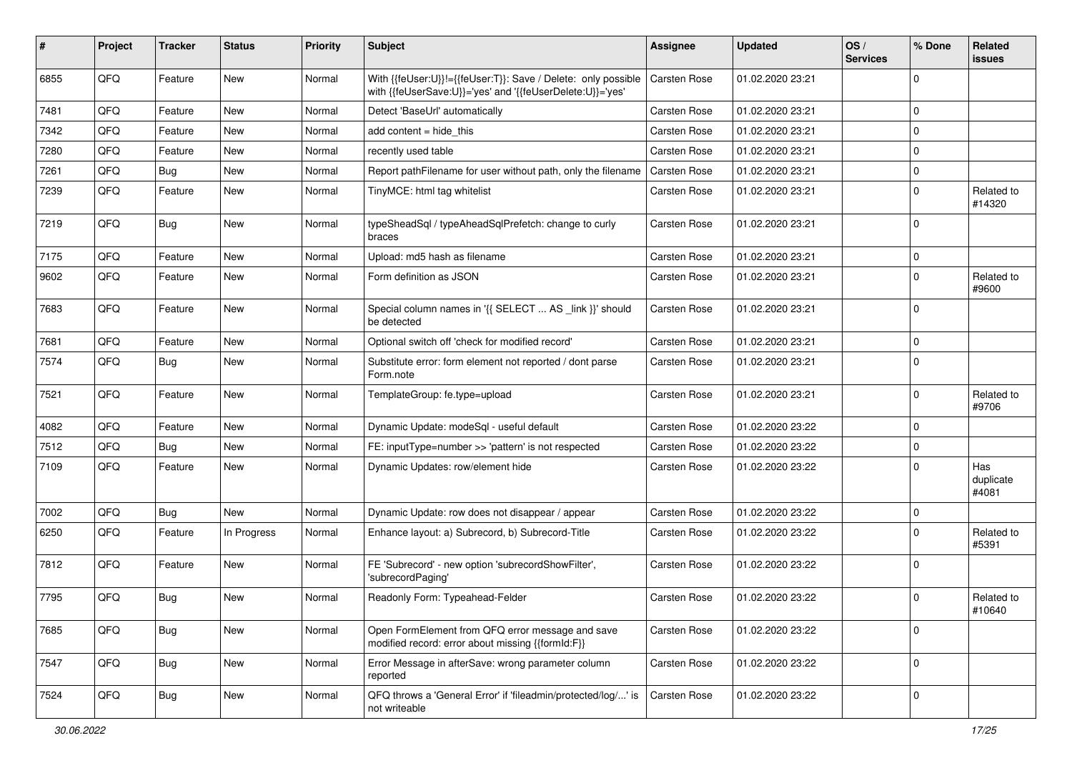| # | Project | Tracker | Status | Priority | Subject | Assignee | Updated | OS / Services | % Done | Related issues |
|---|---|---|---|---|---|---|---|---|---|---|
| 6855 | QFQ | Feature | New | Normal | With {{feUser:U}}!={{feUser:T}}: Save / Delete: only possible with {{feUserSave:U}}='yes' and '{{feUserDelete:U}}='yes' | Carsten Rose | 01.02.2020 23:21 | | 0 | |
| 7481 | QFQ | Feature | New | Normal | Detect 'BaseUrl' automatically | Carsten Rose | 01.02.2020 23:21 | | 0 | |
| 7342 | QFQ | Feature | New | Normal | add content = hide_this | Carsten Rose | 01.02.2020 23:21 | | 0 | |
| 7280 | QFQ | Feature | New | Normal | recently used table | Carsten Rose | 01.02.2020 23:21 | | 0 | |
| 7261 | QFQ | Bug | New | Normal | Report pathFilename for user without path, only the filename | Carsten Rose | 01.02.2020 23:21 | | 0 | |
| 7239 | QFQ | Feature | New | Normal | TinyMCE: html tag whitelist | Carsten Rose | 01.02.2020 23:21 | | 0 | Related to #14320 |
| 7219 | QFQ | Bug | New | Normal | typeSheadSql / typeAheadSqlPrefetch: change to curly braces | Carsten Rose | 01.02.2020 23:21 | | 0 | |
| 7175 | QFQ | Feature | New | Normal | Upload: md5 hash as filename | Carsten Rose | 01.02.2020 23:21 | | 0 | |
| 9602 | QFQ | Feature | New | Normal | Form definition as JSON | Carsten Rose | 01.02.2020 23:21 | | 0 | Related to #9600 |
| 7683 | QFQ | Feature | New | Normal | Special column names in '{{ SELECT ... AS _link }}' should be detected | Carsten Rose | 01.02.2020 23:21 | | 0 | |
| 7681 | QFQ | Feature | New | Normal | Optional switch off 'check for modified record' | Carsten Rose | 01.02.2020 23:21 | | 0 | |
| 7574 | QFQ | Bug | New | Normal | Substitute error: form element not reported / dont parse Form.note | Carsten Rose | 01.02.2020 23:21 | | 0 | |
| 7521 | QFQ | Feature | New | Normal | TemplateGroup: fe.type=upload | Carsten Rose | 01.02.2020 23:21 | | 0 | Related to #9706 |
| 4082 | QFQ | Feature | New | Normal | Dynamic Update: modeSql - useful default | Carsten Rose | 01.02.2020 23:22 | | 0 | |
| 7512 | QFQ | Bug | New | Normal | FE: inputType=number >> 'pattern' is not respected | Carsten Rose | 01.02.2020 23:22 | | 0 | |
| 7109 | QFQ | Feature | New | Normal | Dynamic Updates: row/element hide | Carsten Rose | 01.02.2020 23:22 | | 0 | Has duplicate #4081 |
| 7002 | QFQ | Bug | New | Normal | Dynamic Update: row does not disappear / appear | Carsten Rose | 01.02.2020 23:22 | | 0 | |
| 6250 | QFQ | Feature | In Progress | Normal | Enhance layout: a) Subrecord, b) Subrecord-Title | Carsten Rose | 01.02.2020 23:22 | | 0 | Related to #5391 |
| 7812 | QFQ | Feature | New | Normal | FE 'Subrecord' - new option 'subrecordShowFilter', 'subrecordPaging' | Carsten Rose | 01.02.2020 23:22 | | 0 | |
| 7795 | QFQ | Bug | New | Normal | Readonly Form: Typeahead-Felder | Carsten Rose | 01.02.2020 23:22 | | 0 | Related to #10640 |
| 7685 | QFQ | Bug | New | Normal | Open FormElement from QFQ error message and save modified record: error about missing {{formId:F}} | Carsten Rose | 01.02.2020 23:22 | | 0 | |
| 7547 | QFQ | Bug | New | Normal | Error Message in afterSave: wrong parameter column reported | Carsten Rose | 01.02.2020 23:22 | | 0 | |
| 7524 | QFQ | Bug | New | Normal | QFQ throws a 'General Error' if 'fileadmin/protected/log/...' is not writeable | Carsten Rose | 01.02.2020 23:22 | | 0 | |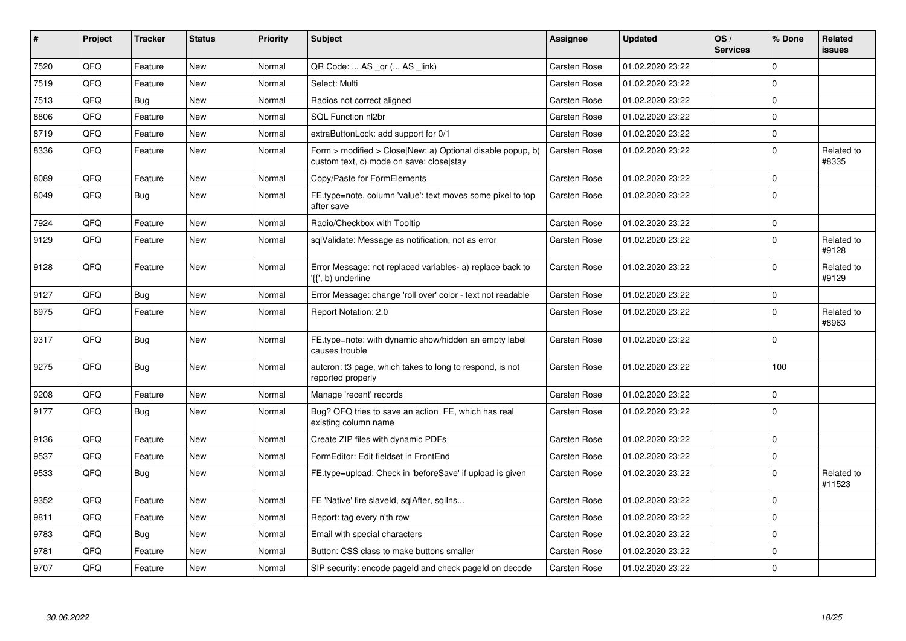| # | Project | Tracker | Status | Priority | Subject | Assignee | Updated | OS / Services | % Done | Related issues |
|---|---|---|---|---|---|---|---|---|---|---|
| 7520 | QFQ | Feature | New | Normal | QR Code: ... AS _qr (... AS _link) | Carsten Rose | 01.02.2020 23:22 | | 0 | |
| 7519 | QFQ | Feature | New | Normal | Select: Multi | Carsten Rose | 01.02.2020 23:22 | | 0 | |
| 7513 | QFQ | Bug | New | Normal | Radios not correct aligned | Carsten Rose | 01.02.2020 23:22 | | 0 | |
| 8806 | QFQ | Feature | New | Normal | SQL Function nl2br | Carsten Rose | 01.02.2020 23:22 | | 0 | |
| 8719 | QFQ | Feature | New | Normal | extraButtonLock: add support for 0/1 | Carsten Rose | 01.02.2020 23:22 | | 0 | |
| 8336 | QFQ | Feature | New | Normal | Form > modified > Close\|New: a) Optional disable popup, b) custom text, c) mode on save: close\|stay | Carsten Rose | 01.02.2020 23:22 | | 0 | Related to #8335 |
| 8089 | QFQ | Feature | New | Normal | Copy/Paste for FormElements | Carsten Rose | 01.02.2020 23:22 | | 0 | |
| 8049 | QFQ | Bug | New | Normal | FE.type=note, column 'value': text moves some pixel to top after save | Carsten Rose | 01.02.2020 23:22 | | 0 | |
| 7924 | QFQ | Feature | New | Normal | Radio/Checkbox with Tooltip | Carsten Rose | 01.02.2020 23:22 | | 0 | |
| 9129 | QFQ | Feature | New | Normal | sqlValidate: Message as notification, not as error | Carsten Rose | 01.02.2020 23:22 | | 0 | Related to #9128 |
| 9128 | QFQ | Feature | New | Normal | Error Message: not replaced variables- a) replace back to '{{', b) underline | Carsten Rose | 01.02.2020 23:22 | | 0 | Related to #9129 |
| 9127 | QFQ | Bug | New | Normal | Error Message: change 'roll over' color - text not readable | Carsten Rose | 01.02.2020 23:22 | | 0 | |
| 8975 | QFQ | Feature | New | Normal | Report Notation: 2.0 | Carsten Rose | 01.02.2020 23:22 | | 0 | Related to #8963 |
| 9317 | QFQ | Bug | New | Normal | FE.type=note: with dynamic show/hidden an empty label causes trouble | Carsten Rose | 01.02.2020 23:22 | | 0 | |
| 9275 | QFQ | Bug | New | Normal | autcron: t3 page, which takes to long to respond, is not reported properly | Carsten Rose | 01.02.2020 23:22 | | 100 | |
| 9208 | QFQ | Feature | New | Normal | Manage 'recent' records | Carsten Rose | 01.02.2020 23:22 | | 0 | |
| 9177 | QFQ | Bug | New | Normal | Bug? QFQ tries to save an action FE, which has real existing column name | Carsten Rose | 01.02.2020 23:22 | | 0 | |
| 9136 | QFQ | Feature | New | Normal | Create ZIP files with dynamic PDFs | Carsten Rose | 01.02.2020 23:22 | | 0 | |
| 9537 | QFQ | Feature | New | Normal | FormEditor: Edit fieldset in FrontEnd | Carsten Rose | 01.02.2020 23:22 | | 0 | |
| 9533 | QFQ | Bug | New | Normal | FE.type=upload: Check in 'beforeSave' if upload is given | Carsten Rose | 01.02.2020 23:22 | | 0 | Related to #11523 |
| 9352 | QFQ | Feature | New | Normal | FE 'Native' fire slaveId, sqlAfter, sqlIns... | Carsten Rose | 01.02.2020 23:22 | | 0 | |
| 9811 | QFQ | Feature | New | Normal | Report: tag every n'th row | Carsten Rose | 01.02.2020 23:22 | | 0 | |
| 9783 | QFQ | Bug | New | Normal | Email with special characters | Carsten Rose | 01.02.2020 23:22 | | 0 | |
| 9781 | QFQ | Feature | New | Normal | Button: CSS class to make buttons smaller | Carsten Rose | 01.02.2020 23:22 | | 0 | |
| 9707 | QFQ | Feature | New | Normal | SIP security: encode pageId and check pageId on decode | Carsten Rose | 01.02.2020 23:22 | | 0 | |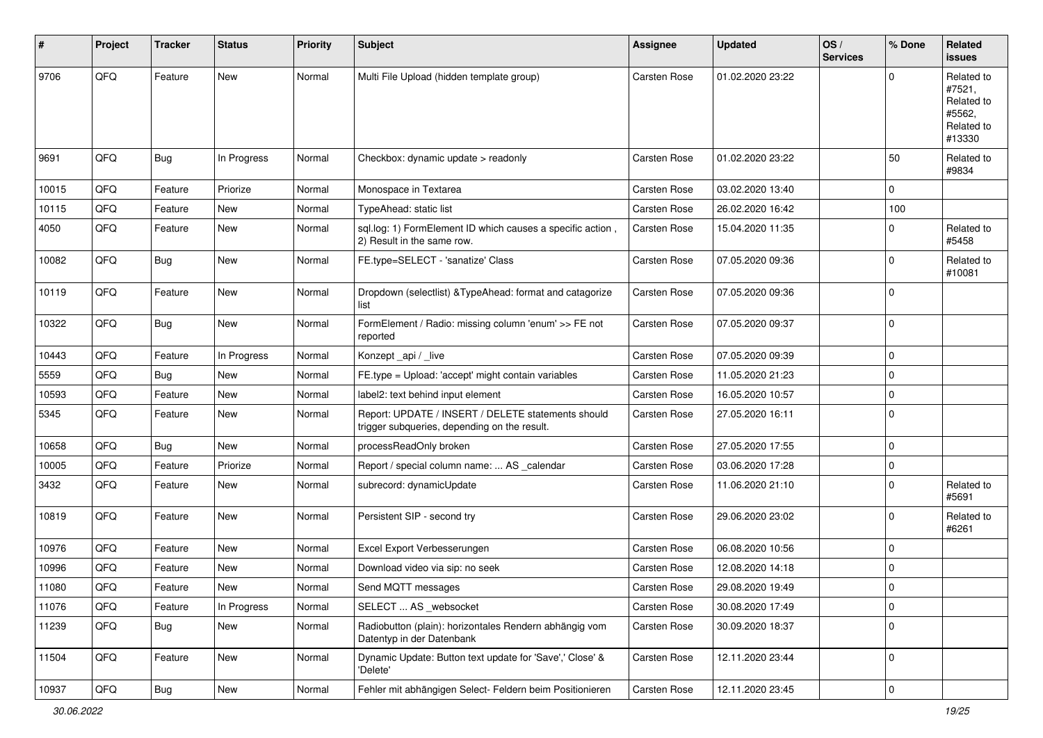| # | Project | Tracker | Status | Priority | Subject | Assignee | Updated | OS / Services | % Done | Related issues |
|---|---|---|---|---|---|---|---|---|---|---|
| 9706 | QFQ | Feature | New | Normal | Multi File Upload (hidden template group) | Carsten Rose | 01.02.2020 23:22 | | 0 | Related to #7521, Related to #5562, Related to #13330 |
| 9691 | QFQ | Bug | In Progress | Normal | Checkbox: dynamic update > readonly | Carsten Rose | 01.02.2020 23:22 | | 50 | Related to #9834 |
| 10015 | QFQ | Feature | Priorize | Normal | Monospace in Textarea | Carsten Rose | 03.02.2020 13:40 | | 0 | |
| 10115 | QFQ | Feature | New | Normal | TypeAhead: static list | Carsten Rose | 26.02.2020 16:42 | | 100 | |
| 4050 | QFQ | Feature | New | Normal | sql.log: 1) FormElement ID which causes a specific action , 2) Result in the same row. | Carsten Rose | 15.04.2020 11:35 | | 0 | Related to #5458 |
| 10082 | QFQ | Bug | New | Normal | FE.type=SELECT - 'sanatize' Class | Carsten Rose | 07.05.2020 09:36 | | 0 | Related to #10081 |
| 10119 | QFQ | Feature | New | Normal | Dropdown (selectlist) &TypeAhead: format and catagorize list | Carsten Rose | 07.05.2020 09:36 | | 0 | |
| 10322 | QFQ | Bug | New | Normal | FormElement / Radio: missing column 'enum' >> FE not reported | Carsten Rose | 07.05.2020 09:37 | | 0 | |
| 10443 | QFQ | Feature | In Progress | Normal | Konzept _api / _live | Carsten Rose | 07.05.2020 09:39 | | 0 | |
| 5559 | QFQ | Bug | New | Normal | FE.type = Upload: 'accept' might contain variables | Carsten Rose | 11.05.2020 21:23 | | 0 | |
| 10593 | QFQ | Feature | New | Normal | label2: text behind input element | Carsten Rose | 16.05.2020 10:57 | | 0 | |
| 5345 | QFQ | Feature | New | Normal | Report: UPDATE / INSERT / DELETE statements should trigger subqueries, depending on the result. | Carsten Rose | 27.05.2020 16:11 | | 0 | |
| 10658 | QFQ | Bug | New | Normal | processReadOnly broken | Carsten Rose | 27.05.2020 17:55 | | 0 | |
| 10005 | QFQ | Feature | Priorize | Normal | Report / special column name: ... AS _calendar | Carsten Rose | 03.06.2020 17:28 | | 0 | |
| 3432 | QFQ | Feature | New | Normal | subrecord: dynamicUpdate | Carsten Rose | 11.06.2020 21:10 | | 0 | Related to #5691 |
| 10819 | QFQ | Feature | New | Normal | Persistent SIP - second try | Carsten Rose | 29.06.2020 23:02 | | 0 | Related to #6261 |
| 10976 | QFQ | Feature | New | Normal | Excel Export Verbesserungen | Carsten Rose | 06.08.2020 10:56 | | 0 | |
| 10996 | QFQ | Feature | New | Normal | Download video via sip: no seek | Carsten Rose | 12.08.2020 14:18 | | 0 | |
| 11080 | QFQ | Feature | New | Normal | Send MQTT messages | Carsten Rose | 29.08.2020 19:49 | | 0 | |
| 11076 | QFQ | Feature | In Progress | Normal | SELECT ... AS _websocket | Carsten Rose | 30.08.2020 17:49 | | 0 | |
| 11239 | QFQ | Bug | New | Normal | Radiobutton (plain): horizontales Rendern abhängig vom Datentyp in der Datenbank | Carsten Rose | 30.09.2020 18:37 | | 0 | |
| 11504 | QFQ | Feature | New | Normal | Dynamic Update: Button text update for 'Save',' Close' & 'Delete' | Carsten Rose | 12.11.2020 23:44 | | 0 | |
| 10937 | QFQ | Bug | New | Normal | Fehler mit abhängigen Select- Feldern beim Positionieren | Carsten Rose | 12.11.2020 23:45 | | 0 | |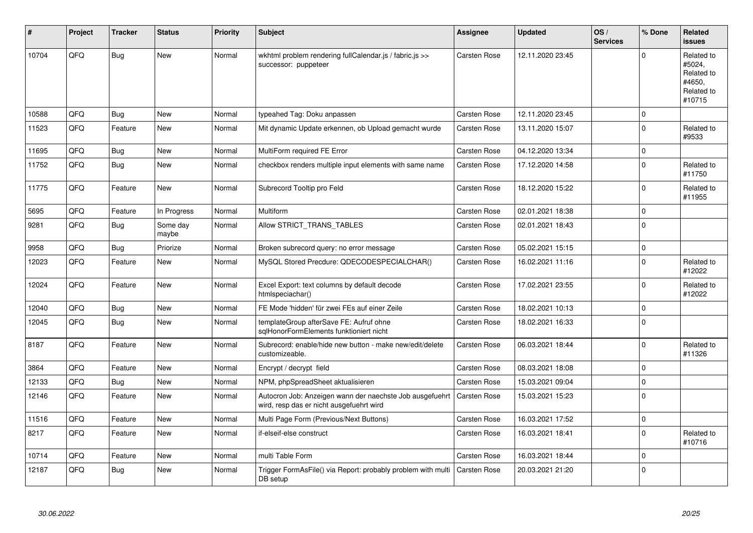| # | Project | Tracker | Status | Priority | Subject | Assignee | Updated | OS / Services | % Done | Related issues |
|---|---|---|---|---|---|---|---|---|---|---|
| 10704 | QFQ | Bug | New | Normal | wkhtml problem rendering fullCalendar.js / fabric.js >> successor: puppeteer | Carsten Rose | 12.11.2020 23:45 | | 0 | Related to #5024, Related to #4650, Related to #10715 |
| 10588 | QFQ | Bug | New | Normal | typeahed Tag: Doku anpassen | Carsten Rose | 12.11.2020 23:45 | | 0 | |
| 11523 | QFQ | Feature | New | Normal | Mit dynamic Update erkennen, ob Upload gemacht wurde | Carsten Rose | 13.11.2020 15:07 | | 0 | Related to #9533 |
| 11695 | QFQ | Bug | New | Normal | MultiForm required FE Error | Carsten Rose | 04.12.2020 13:34 | | 0 | |
| 11752 | QFQ | Bug | New | Normal | checkbox renders multiple input elements with same name | Carsten Rose | 17.12.2020 14:58 | | 0 | Related to #11750 |
| 11775 | QFQ | Feature | New | Normal | Subrecord Tooltip pro Feld | Carsten Rose | 18.12.2020 15:22 | | 0 | Related to #11955 |
| 5695 | QFQ | Feature | In Progress | Normal | Multiform | Carsten Rose | 02.01.2021 18:38 | | 0 | |
| 9281 | QFQ | Bug | Some day maybe | Normal | Allow STRICT_TRANS_TABLES | Carsten Rose | 02.01.2021 18:43 | | 0 | |
| 9958 | QFQ | Bug | Priorize | Normal | Broken subrecord query: no error message | Carsten Rose | 05.02.2021 15:15 | | 0 | |
| 12023 | QFQ | Feature | New | Normal | MySQL Stored Precdure: QDECODESPECIALCHAR() | Carsten Rose | 16.02.2021 11:16 | | 0 | Related to #12022 |
| 12024 | QFQ | Feature | New | Normal | Excel Export: text columns by default decode htmlspeciachar() | Carsten Rose | 17.02.2021 23:55 | | 0 | Related to #12022 |
| 12040 | QFQ | Bug | New | Normal | FE Mode 'hidden' für zwei FEs auf einer Zeile | Carsten Rose | 18.02.2021 10:13 | | 0 | |
| 12045 | QFQ | Bug | New | Normal | templateGroup afterSave FE: Aufruf ohne sqlHonorFormElements funktioniert nicht | Carsten Rose | 18.02.2021 16:33 | | 0 | |
| 8187 | QFQ | Feature | New | Normal | Subrecord: enable/hide new button - make new/edit/delete customizeable. | Carsten Rose | 06.03.2021 18:44 | | 0 | Related to #11326 |
| 3864 | QFQ | Feature | New | Normal | Encrypt / decrypt field | Carsten Rose | 08.03.2021 18:08 | | 0 | |
| 12133 | QFQ | Bug | New | Normal | NPM, phpSpreadSheet aktualisieren | Carsten Rose | 15.03.2021 09:04 | | 0 | |
| 12146 | QFQ | Feature | New | Normal | Autocron Job: Anzeigen wann der naechste Job ausgefuehrt wird, resp das er nicht ausgefuehrt wird | Carsten Rose | 15.03.2021 15:23 | | 0 | |
| 11516 | QFQ | Feature | New | Normal | Multi Page Form (Previous/Next Buttons) | Carsten Rose | 16.03.2021 17:52 | | 0 | |
| 8217 | QFQ | Feature | New | Normal | if-elseif-else construct | Carsten Rose | 16.03.2021 18:41 | | 0 | Related to #10716 |
| 10714 | QFQ | Feature | New | Normal | multi Table Form | Carsten Rose | 16.03.2021 18:44 | | 0 | |
| 12187 | QFQ | Bug | New | Normal | Trigger FormAsFile() via Report: probably problem with multi DB setup | Carsten Rose | 20.03.2021 21:20 | | 0 | |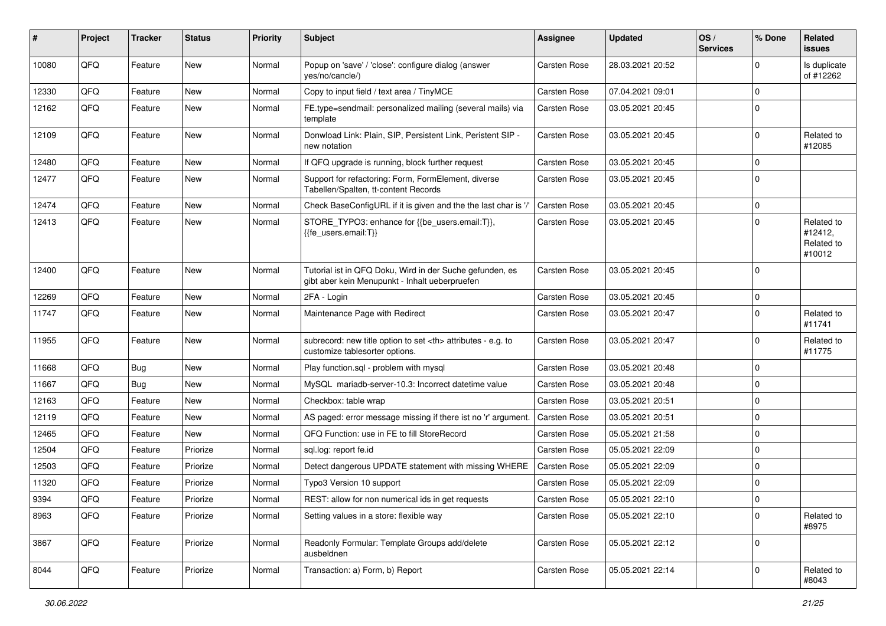| # | Project | Tracker | Status | Priority | Subject | Assignee | Updated | OS / Services | % Done | Related issues |
|---|---|---|---|---|---|---|---|---|---|---|
| 10080 | QFQ | Feature | New | Normal | Popup on 'save' / 'close': configure dialog (answer yes/no/cancle/) | Carsten Rose | 28.03.2021 20:52 | | 0 | Is duplicate of #12262 |
| 12330 | QFQ | Feature | New | Normal | Copy to input field / text area / TinyMCE | Carsten Rose | 07.04.2021 09:01 | | 0 | |
| 12162 | QFQ | Feature | New | Normal | FE.type=sendmail: personalized mailing (several mails) via template | Carsten Rose | 03.05.2021 20:45 | | 0 | |
| 12109 | QFQ | Feature | New | Normal | Donwload Link: Plain, SIP, Persistent Link, Peristent SIP - new notation | Carsten Rose | 03.05.2021 20:45 | | 0 | Related to #12085 |
| 12480 | QFQ | Feature | New | Normal | If QFQ upgrade is running, block further request | Carsten Rose | 03.05.2021 20:45 | | 0 | |
| 12477 | QFQ | Feature | New | Normal | Support for refactoring: Form, FormElement, diverse Tabellen/Spalten, tt-content Records | Carsten Rose | 03.05.2021 20:45 | | 0 | |
| 12474 | QFQ | Feature | New | Normal | Check BaseConfigURL if it is given and the the last char is '/' | Carsten Rose | 03.05.2021 20:45 | | 0 | |
| 12413 | QFQ | Feature | New | Normal | STORE_TYPO3: enhance for {{be_users.email:T}}, {{fe_users.email:T}} | Carsten Rose | 03.05.2021 20:45 | | 0 | Related to #12412, Related to #10012 |
| 12400 | QFQ | Feature | New | Normal | Tutorial ist in QFQ Doku, Wird in der Suche gefunden, es gibt aber kein Menupunkt - Inhalt ueberpruefen | Carsten Rose | 03.05.2021 20:45 | | 0 | |
| 12269 | QFQ | Feature | New | Normal | 2FA - Login | Carsten Rose | 03.05.2021 20:45 | | 0 | |
| 11747 | QFQ | Feature | New | Normal | Maintenance Page with Redirect | Carsten Rose | 03.05.2021 20:47 | | 0 | Related to #11741 |
| 11955 | QFQ | Feature | New | Normal | subrecord: new title option to set <th> attributes - e.g. to customize tablesorter options. | Carsten Rose | 03.05.2021 20:47 | | 0 | Related to #11775 |
| 11668 | QFQ | Bug | New | Normal | Play function.sql - problem with mysql | Carsten Rose | 03.05.2021 20:48 | | 0 | |
| 11667 | QFQ | Bug | New | Normal | MySQL mariadb-server-10.3: Incorrect datetime value | Carsten Rose | 03.05.2021 20:48 | | 0 | |
| 12163 | QFQ | Feature | New | Normal | Checkbox: table wrap | Carsten Rose | 03.05.2021 20:51 | | 0 | |
| 12119 | QFQ | Feature | New | Normal | AS paged: error message missing if there ist no 'r' argument. | Carsten Rose | 03.05.2021 20:51 | | 0 | |
| 12465 | QFQ | Feature | New | Normal | QFQ Function: use in FE to fill StoreRecord | Carsten Rose | 05.05.2021 21:58 | | 0 | |
| 12504 | QFQ | Feature | Priorize | Normal | sql.log: report fe.id | Carsten Rose | 05.05.2021 22:09 | | 0 | |
| 12503 | QFQ | Feature | Priorize | Normal | Detect dangerous UPDATE statement with missing WHERE | Carsten Rose | 05.05.2021 22:09 | | 0 | |
| 11320 | QFQ | Feature | Priorize | Normal | Typo3 Version 10 support | Carsten Rose | 05.05.2021 22:09 | | 0 | |
| 9394 | QFQ | Feature | Priorize | Normal | REST: allow for non numerical ids in get requests | Carsten Rose | 05.05.2021 22:10 | | 0 | |
| 8963 | QFQ | Feature | Priorize | Normal | Setting values in a store: flexible way | Carsten Rose | 05.05.2021 22:10 | | 0 | Related to #8975 |
| 3867 | QFQ | Feature | Priorize | Normal | Readonly Formular: Template Groups add/delete ausbeldnen | Carsten Rose | 05.05.2021 22:12 | | 0 | |
| 8044 | QFQ | Feature | Priorize | Normal | Transaction: a) Form, b) Report | Carsten Rose | 05.05.2021 22:14 | | 0 | Related to #8043 |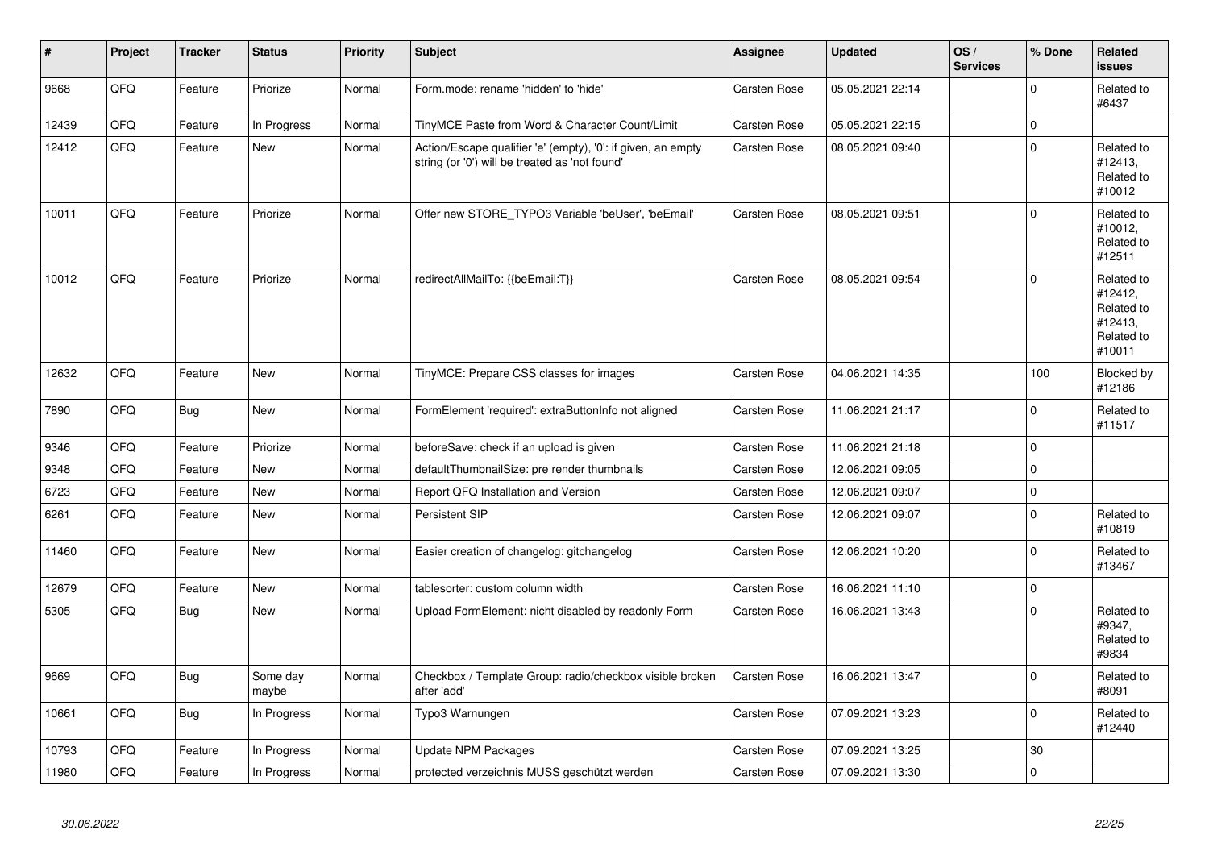| # | Project | Tracker | Status | Priority | Subject | Assignee | Updated | OS / Services | % Done | Related issues |
|---|---|---|---|---|---|---|---|---|---|---|
| 9668 | QFQ | Feature | Priorize | Normal | Form.mode: rename 'hidden' to 'hide' | Carsten Rose | 05.05.2021 22:14 | | 0 | Related to #6437 |
| 12439 | QFQ | Feature | In Progress | Normal | TinyMCE Paste from Word & Character Count/Limit | Carsten Rose | 05.05.2021 22:15 | | 0 | |
| 12412 | QFQ | Feature | New | Normal | Action/Escape qualifier 'e' (empty), '0': if given, an empty string (or '0') will be treated as 'not found' | Carsten Rose | 08.05.2021 09:40 | | 0 | Related to #12413, Related to #10012 |
| 10011 | QFQ | Feature | Priorize | Normal | Offer new STORE_TYPO3 Variable 'beUser', 'beEmail' | Carsten Rose | 08.05.2021 09:51 | | 0 | Related to #10012, Related to #12511 |
| 10012 | QFQ | Feature | Priorize | Normal | redirectAllMailTo: {{beEmail:T}} | Carsten Rose | 08.05.2021 09:54 | | 0 | Related to #12412, Related to #12413, Related to #10011 |
| 12632 | QFQ | Feature | New | Normal | TinyMCE: Prepare CSS classes for images | Carsten Rose | 04.06.2021 14:35 | | 100 | Blocked by #12186 |
| 7890 | QFQ | Bug | New | Normal | FormElement 'required': extraButtonInfo not aligned | Carsten Rose | 11.06.2021 21:17 | | 0 | Related to #11517 |
| 9346 | QFQ | Feature | Priorize | Normal | beforeSave: check if an upload is given | Carsten Rose | 11.06.2021 21:18 | | 0 | |
| 9348 | QFQ | Feature | New | Normal | defaultThumbnailSize: pre render thumbnails | Carsten Rose | 12.06.2021 09:05 | | 0 | |
| 6723 | QFQ | Feature | New | Normal | Report QFQ Installation and Version | Carsten Rose | 12.06.2021 09:07 | | 0 | |
| 6261 | QFQ | Feature | New | Normal | Persistent SIP | Carsten Rose | 12.06.2021 09:07 | | 0 | Related to #10819 |
| 11460 | QFQ | Feature | New | Normal | Easier creation of changelog: gitchangelog | Carsten Rose | 12.06.2021 10:20 | | 0 | Related to #13467 |
| 12679 | QFQ | Feature | New | Normal | tablesorter: custom column width | Carsten Rose | 16.06.2021 11:10 | | 0 | |
| 5305 | QFQ | Bug | New | Normal | Upload FormElement: nicht disabled by readonly Form | Carsten Rose | 16.06.2021 13:43 | | 0 | Related to #9347, Related to #9834 |
| 9669 | QFQ | Bug | Some day maybe | Normal | Checkbox / Template Group: radio/checkbox visible broken after 'add' | Carsten Rose | 16.06.2021 13:47 | | 0 | Related to #8091 |
| 10661 | QFQ | Bug | In Progress | Normal | Typo3 Warnungen | Carsten Rose | 07.09.2021 13:23 | | 0 | Related to #12440 |
| 10793 | QFQ | Feature | In Progress | Normal | Update NPM Packages | Carsten Rose | 07.09.2021 13:25 | | 30 | |
| 11980 | QFQ | Feature | In Progress | Normal | protected verzeichnis MUSS geschützt werden | Carsten Rose | 07.09.2021 13:30 | | 0 | |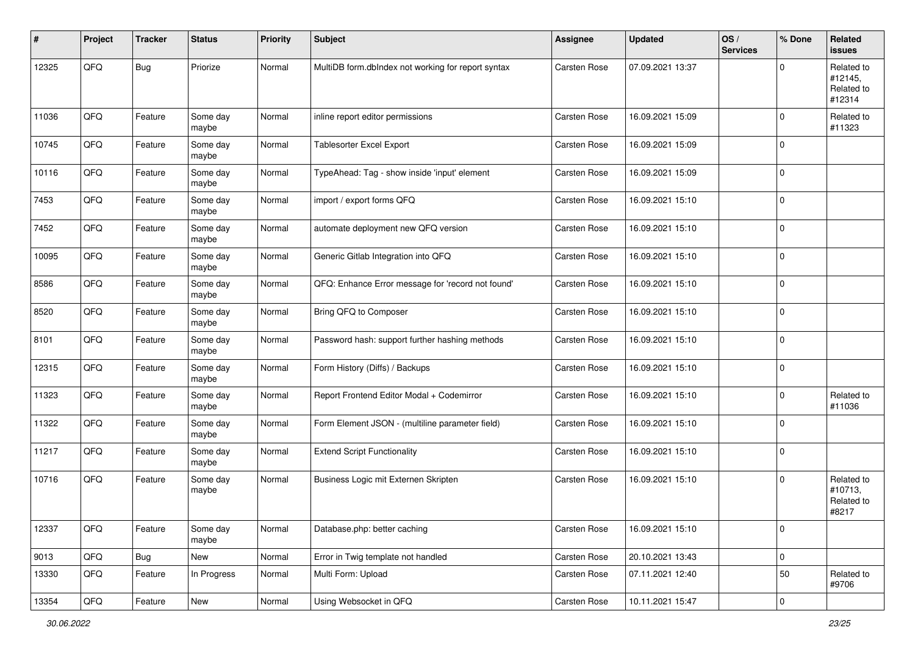| # | Project | Tracker | Status | Priority | Subject | Assignee | Updated | OS / Services | % Done | Related issues |
|---|---|---|---|---|---|---|---|---|---|---|
| 12325 | QFQ | Bug | Priorize | Normal | MultiDB form.dbIndex not working for report syntax | Carsten Rose | 07.09.2021 13:37 | | 0 | Related to #12145, Related to #12314 |
| 11036 | QFQ | Feature | Some day maybe | Normal | inline report editor permissions | Carsten Rose | 16.09.2021 15:09 | | 0 | Related to #11323 |
| 10745 | QFQ | Feature | Some day maybe | Normal | Tablesorter Excel Export | Carsten Rose | 16.09.2021 15:09 | | 0 | |
| 10116 | QFQ | Feature | Some day maybe | Normal | TypeAhead: Tag - show inside 'input' element | Carsten Rose | 16.09.2021 15:09 | | 0 | |
| 7453 | QFQ | Feature | Some day maybe | Normal | import / export forms QFQ | Carsten Rose | 16.09.2021 15:10 | | 0 | |
| 7452 | QFQ | Feature | Some day maybe | Normal | automate deployment new QFQ version | Carsten Rose | 16.09.2021 15:10 | | 0 | |
| 10095 | QFQ | Feature | Some day maybe | Normal | Generic Gitlab Integration into QFQ | Carsten Rose | 16.09.2021 15:10 | | 0 | |
| 8586 | QFQ | Feature | Some day maybe | Normal | QFQ: Enhance Error message for 'record not found' | Carsten Rose | 16.09.2021 15:10 | | 0 | |
| 8520 | QFQ | Feature | Some day maybe | Normal | Bring QFQ to Composer | Carsten Rose | 16.09.2021 15:10 | | 0 | |
| 8101 | QFQ | Feature | Some day maybe | Normal | Password hash: support further hashing methods | Carsten Rose | 16.09.2021 15:10 | | 0 | |
| 12315 | QFQ | Feature | Some day maybe | Normal | Form History (Diffs) / Backups | Carsten Rose | 16.09.2021 15:10 | | 0 | |
| 11323 | QFQ | Feature | Some day maybe | Normal | Report Frontend Editor Modal + Codemirror | Carsten Rose | 16.09.2021 15:10 | | 0 | Related to #11036 |
| 11322 | QFQ | Feature | Some day maybe | Normal | Form Element JSON - (multiline parameter field) | Carsten Rose | 16.09.2021 15:10 | | 0 | |
| 11217 | QFQ | Feature | Some day maybe | Normal | Extend Script Functionality | Carsten Rose | 16.09.2021 15:10 | | 0 | |
| 10716 | QFQ | Feature | Some day maybe | Normal | Business Logic mit Externen Skripten | Carsten Rose | 16.09.2021 15:10 | | 0 | Related to #10713, Related to #8217 |
| 12337 | QFQ | Feature | Some day maybe | Normal | Database.php: better caching | Carsten Rose | 16.09.2021 15:10 | | 0 | |
| 9013 | QFQ | Bug | New | Normal | Error in Twig template not handled | Carsten Rose | 20.10.2021 13:43 | | 0 | |
| 13330 | QFQ | Feature | In Progress | Normal | Multi Form: Upload | Carsten Rose | 07.11.2021 12:40 | | 50 | Related to #9706 |
| 13354 | QFQ | Feature | New | Normal | Using Websocket in QFQ | Carsten Rose | 10.11.2021 15:47 | | 0 | |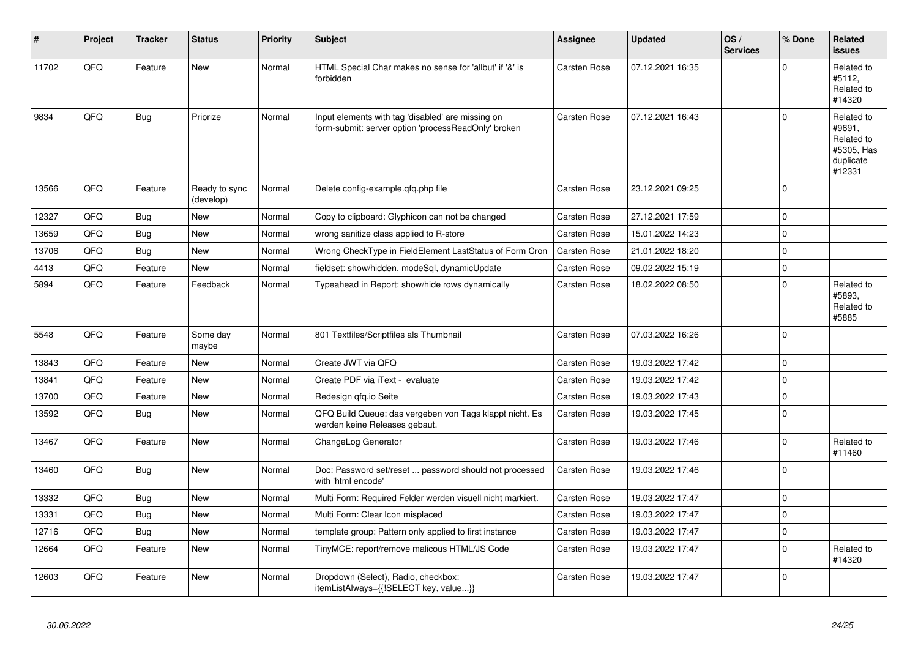| # | Project | Tracker | Status | Priority | Subject | Assignee | Updated | OS / Services | % Done | Related issues |
|---|---|---|---|---|---|---|---|---|---|---|
| 11702 | QFQ | Feature | New | Normal | HTML Special Char makes no sense for 'allbut' if '&' is forbidden | Carsten Rose | 07.12.2021 16:35 | | 0 | Related to #5112, Related to #14320 |
| 9834 | QFQ | Bug | Priorize | Normal | Input elements with tag 'disabled' are missing on form-submit: server option 'processReadOnly' broken | Carsten Rose | 07.12.2021 16:43 | | 0 | Related to #9691, Related to #5305, Has duplicate #12331 |
| 13566 | QFQ | Feature | Ready to sync (develop) | Normal | Delete config-example.qfq.php file | Carsten Rose | 23.12.2021 09:25 | | 0 | |
| 12327 | QFQ | Bug | New | Normal | Copy to clipboard: Glyphicon can not be changed | Carsten Rose | 27.12.2021 17:59 | | 0 | |
| 13659 | QFQ | Bug | New | Normal | wrong sanitize class applied to R-store | Carsten Rose | 15.01.2022 14:23 | | 0 | |
| 13706 | QFQ | Bug | New | Normal | Wrong CheckType in FieldElement LastStatus of Form Cron | Carsten Rose | 21.01.2022 18:20 | | 0 | |
| 4413 | QFQ | Feature | New | Normal | fieldset: show/hidden, modeSql, dynamicUpdate | Carsten Rose | 09.02.2022 15:19 | | 0 | |
| 5894 | QFQ | Feature | Feedback | Normal | Typeahead in Report: show/hide rows dynamically | Carsten Rose | 18.02.2022 08:50 | | 0 | Related to #5893, Related to #5885 |
| 5548 | QFQ | Feature | Some day maybe | Normal | 801 Textfiles/Scriptfiles als Thumbnail | Carsten Rose | 07.03.2022 16:26 | | 0 | |
| 13843 | QFQ | Feature | New | Normal | Create JWT via QFQ | Carsten Rose | 19.03.2022 17:42 | | 0 | |
| 13841 | QFQ | Feature | New | Normal | Create PDF via iText - evaluate | Carsten Rose | 19.03.2022 17:42 | | 0 | |
| 13700 | QFQ | Feature | New | Normal | Redesign qfq.io Seite | Carsten Rose | 19.03.2022 17:43 | | 0 | |
| 13592 | QFQ | Bug | New | Normal | QFQ Build Queue: das vergeben von Tags klappt nicht. Es werden keine Releases gebaut. | Carsten Rose | 19.03.2022 17:45 | | 0 | |
| 13467 | QFQ | Feature | New | Normal | ChangeLog Generator | Carsten Rose | 19.03.2022 17:46 | | 0 | Related to #11460 |
| 13460 | QFQ | Bug | New | Normal | Doc: Password set/reset ... password should not processed with 'html encode' | Carsten Rose | 19.03.2022 17:46 | | 0 | |
| 13332 | QFQ | Bug | New | Normal | Multi Form: Required Felder werden visuell nicht markiert. | Carsten Rose | 19.03.2022 17:47 | | 0 | |
| 13331 | QFQ | Bug | New | Normal | Multi Form: Clear Icon misplaced | Carsten Rose | 19.03.2022 17:47 | | 0 | |
| 12716 | QFQ | Bug | New | Normal | template group: Pattern only applied to first instance | Carsten Rose | 19.03.2022 17:47 | | 0 | |
| 12664 | QFQ | Feature | New | Normal | TinyMCE: report/remove malicous HTML/JS Code | Carsten Rose | 19.03.2022 17:47 | | 0 | Related to #14320 |
| 12603 | QFQ | Feature | New | Normal | Dropdown (Select), Radio, checkbox: itemListAlways={{!SELECT key, value...}} | Carsten Rose | 19.03.2022 17:47 | | 0 | |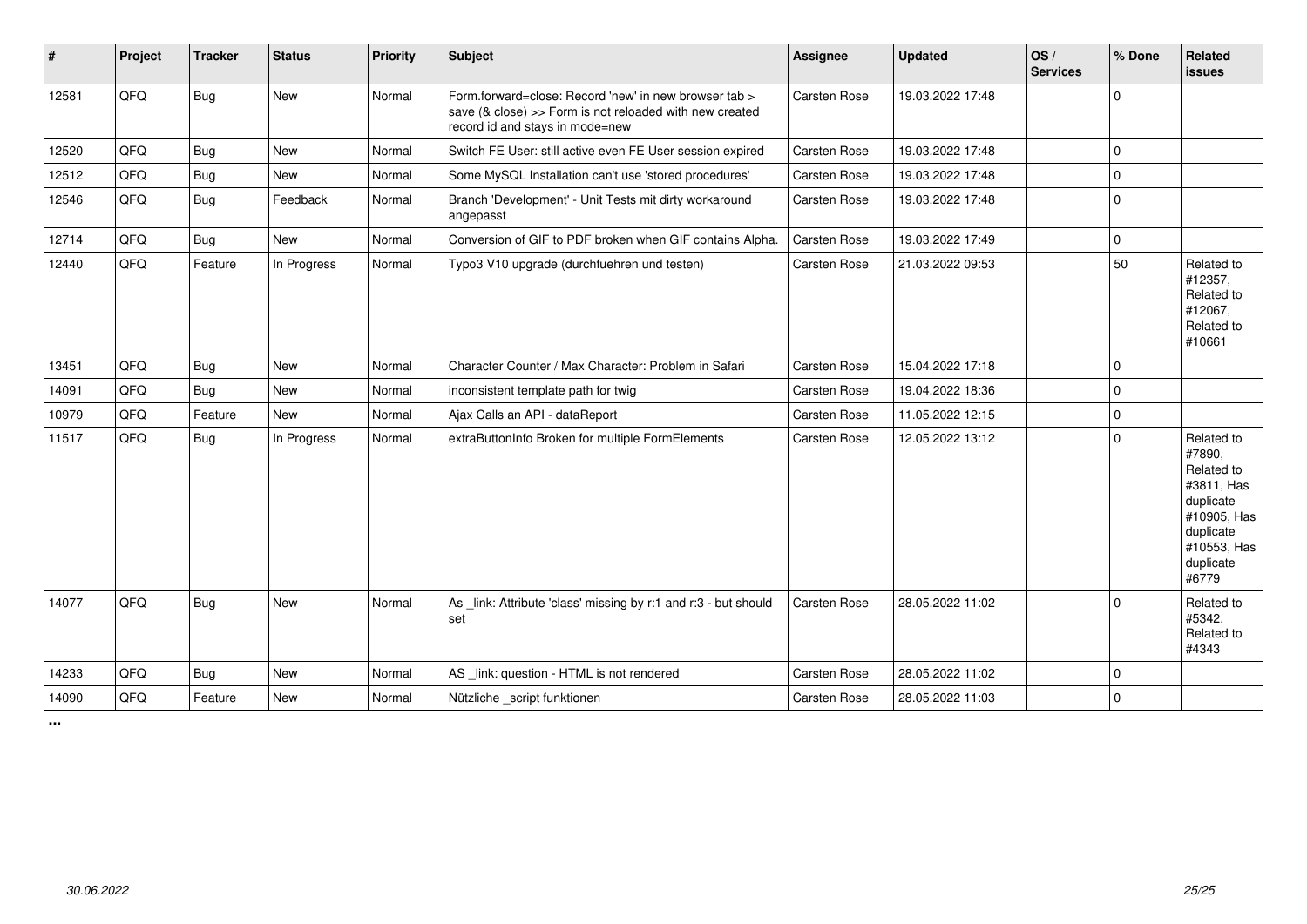| # | Project | Tracker | Status | Priority | Subject | Assignee | Updated | OS / Services | % Done | Related issues |
|---|---|---|---|---|---|---|---|---|---|---|
| 12581 | QFQ | Bug | New | Normal | Form.forward=close: Record 'new' in new browser tab > save (& close) >> Form is not reloaded with new created record id and stays in mode=new | Carsten Rose | 19.03.2022 17:48 | | 0 | |
| 12520 | QFQ | Bug | New | Normal | Switch FE User: still active even FE User session expired | Carsten Rose | 19.03.2022 17:48 | | 0 | |
| 12512 | QFQ | Bug | New | Normal | Some MySQL Installation can't use 'stored procedures' | Carsten Rose | 19.03.2022 17:48 | | 0 | |
| 12546 | QFQ | Bug | Feedback | Normal | Branch 'Development' - Unit Tests mit dirty workaround angepasst | Carsten Rose | 19.03.2022 17:48 | | 0 | |
| 12714 | QFQ | Bug | New | Normal | Conversion of GIF to PDF broken when GIF contains Alpha. | Carsten Rose | 19.03.2022 17:49 | | 0 | |
| 12440 | QFQ | Feature | In Progress | Normal | Typo3 V10 upgrade (durchfuehren und testen) | Carsten Rose | 21.03.2022 09:53 | | 50 | Related to #12357, Related to #12067, Related to #10661 |
| 13451 | QFQ | Bug | New | Normal | Character Counter / Max Character: Problem in Safari | Carsten Rose | 15.04.2022 17:18 | | 0 | |
| 14091 | QFQ | Bug | New | Normal | inconsistent template path for twig | Carsten Rose | 19.04.2022 18:36 | | 0 | |
| 10979 | QFQ | Feature | New | Normal | Ajax Calls an API - dataReport | Carsten Rose | 11.05.2022 12:15 | | 0 | |
| 11517 | QFQ | Bug | In Progress | Normal | extraButtonInfo Broken for multiple FormElements | Carsten Rose | 12.05.2022 13:12 | | 0 | Related to #7890, Related to #3811, Has duplicate #10905, Has duplicate #10553, Has duplicate #6779 |
| 14077 | QFQ | Bug | New | Normal | As _link: Attribute 'class' missing by r:1 and r:3 - but should set | Carsten Rose | 28.05.2022 11:02 | | 0 | Related to #5342, Related to #4343 |
| 14233 | QFQ | Bug | New | Normal | AS _link: question - HTML is not rendered | Carsten Rose | 28.05.2022 11:02 | | 0 | |
| 14090 | QFQ | Feature | New | Normal | Nützliche _script funktionen | Carsten Rose | 28.05.2022 11:03 | | 0 | |

...